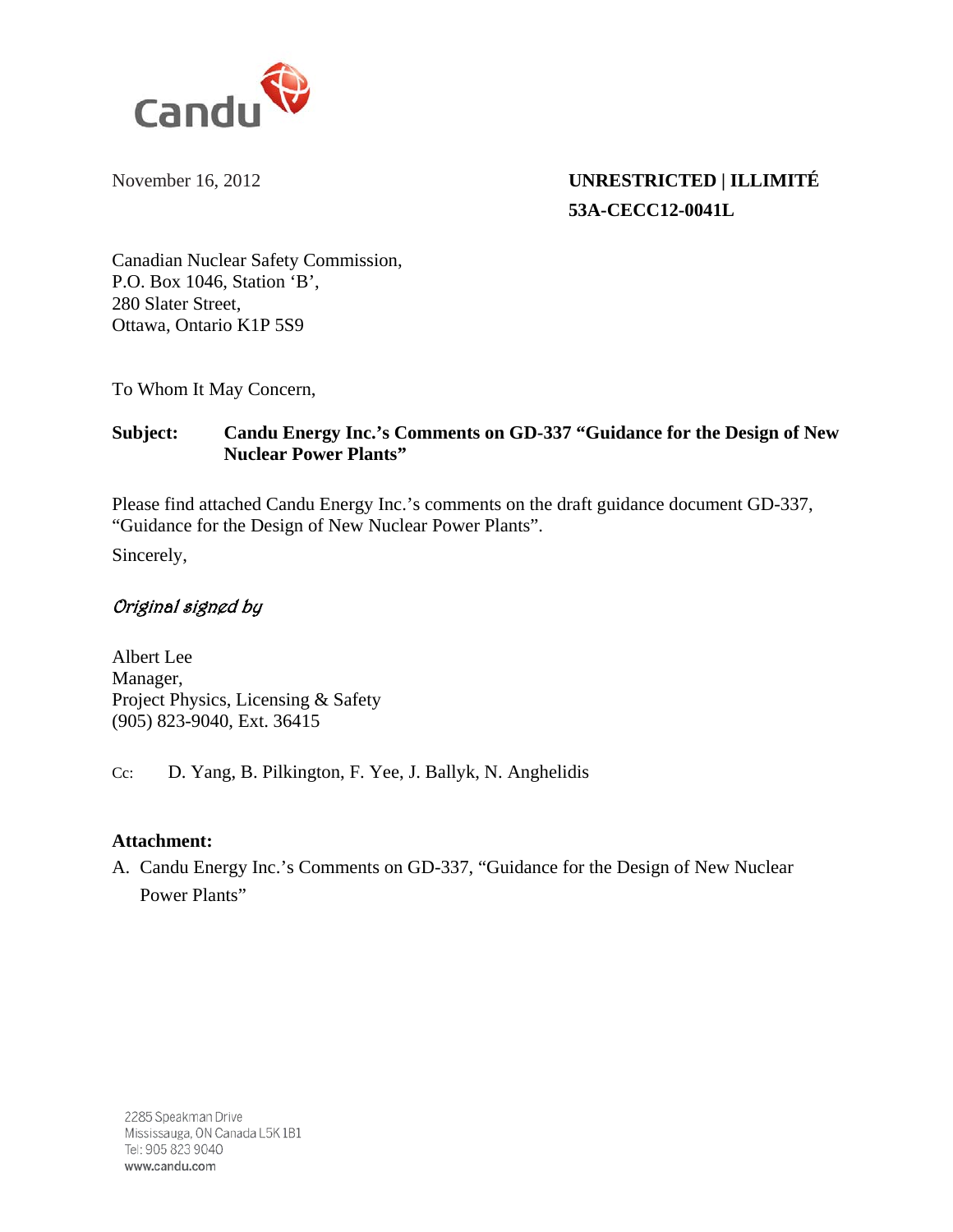Candu

November 16, 2012

**UNRESTRICTED | ILLIMITÉ**
**53A-CECC12-0041L**

Canadian Nuclear Safety Commission,
P.O. Box 1046, Station 'B',
280 Slater Street,
Ottawa, Ontario K1P 5S9

To Whom It May Concern,

**Subject: Candu Energy Inc.'s Comments on GD-337 "Guidance for the Design of New Nuclear Power Plants"**

Please find attached Candu Energy Inc.'s comments on the draft guidance document GD-337, "Guidance for the Design of New Nuclear Power Plants".

Sincerely,

*Original signed by*

Albert Lee
Manager,
Project Physics, Licensing & Safety
(905) 823-9040, Ext. 36415

Cc: D. Yang, B. Pilkington, F. Yee, J. Ballyk, N. Anghelidis

**Attachment:**

A. Candu Energy Inc.'s Comments on GD-337, "Guidance for the Design of New Nuclear Power Plants"

2285 Speakman Drive
Mississauga, ON Canada L5K 1B1
Tel: 905 823 9040
www.candu.com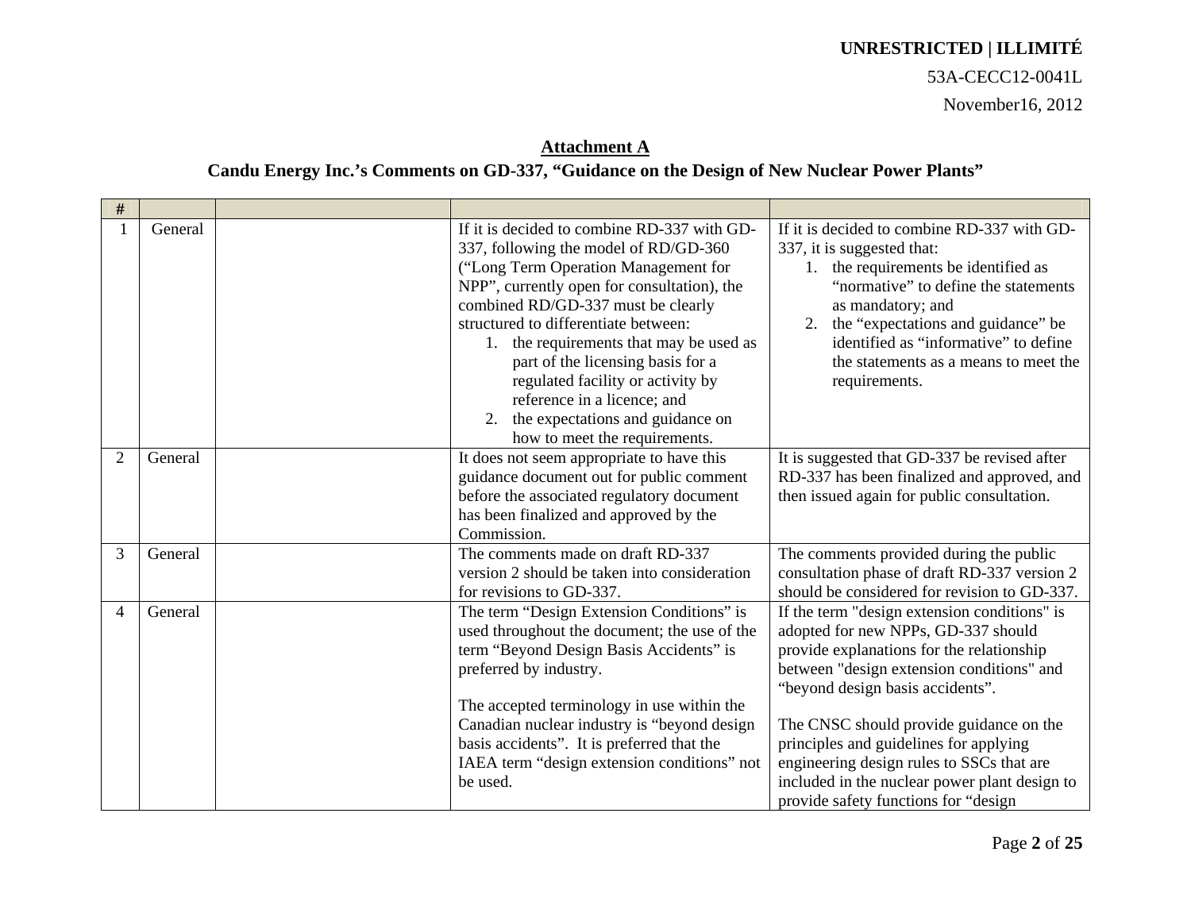UNRESTRICTED | ILLIMITÉ

53A-CECC12-0041L

November16, 2012

**Attachment A**

**Candu Energy Inc.'s Comments on GD-337, "Guidance on the Design of New Nuclear Power Plants"**

| # | | | | |
|---|---|---|---|---|
| 1 | General | | If it is decided to combine RD-337 with GD-337, following the model of RD/GD-360 ("Long Term Operation Management for NPP", currently open for consultation), the combined RD/GD-337 must be clearly structured to differentiate between:<br>1. the requirements that may be used as part of the licensing basis for a regulated facility or activity by reference in a licence; and<br>2. the expectations and guidance on how to meet the requirements. | If it is decided to combine RD-337 with GD-337, it is suggested that:<br>1. the requirements be identified as "normative" to define the statements as mandatory; and<br>2. the "expectations and guidance" be identified as "informative" to define the statements as a means to meet the requirements. |
| 2 | General | | It does not seem appropriate to have this guidance document out for public comment before the associated regulatory document has been finalized and approved by the Commission. | It is suggested that GD-337 be revised after RD-337 has been finalized and approved, and then issued again for public consultation. |
| 3 | General | | The comments made on draft RD-337 version 2 should be taken into consideration for revisions to GD-337. | The comments provided during the public consultation phase of draft RD-337 version 2 should be considered for revision to GD-337. |
| 4 | General | | The term "Design Extension Conditions" is used throughout the document; the use of the term "Beyond Design Basis Accidents" is preferred by industry.<br><br>The accepted terminology in use within the Canadian nuclear industry is "beyond design basis accidents". It is preferred that the IAEA term "design extension conditions" not be used. | If the term "design extension conditions" is adopted for new NPPs, GD-337 should provide explanations for the relationship between "design extension conditions" and "beyond design basis accidents".<br><br>The CNSC should provide guidance on the principles and guidelines for applying engineering design rules to SSCs that are included in the nuclear power plant design to provide safety functions for "design |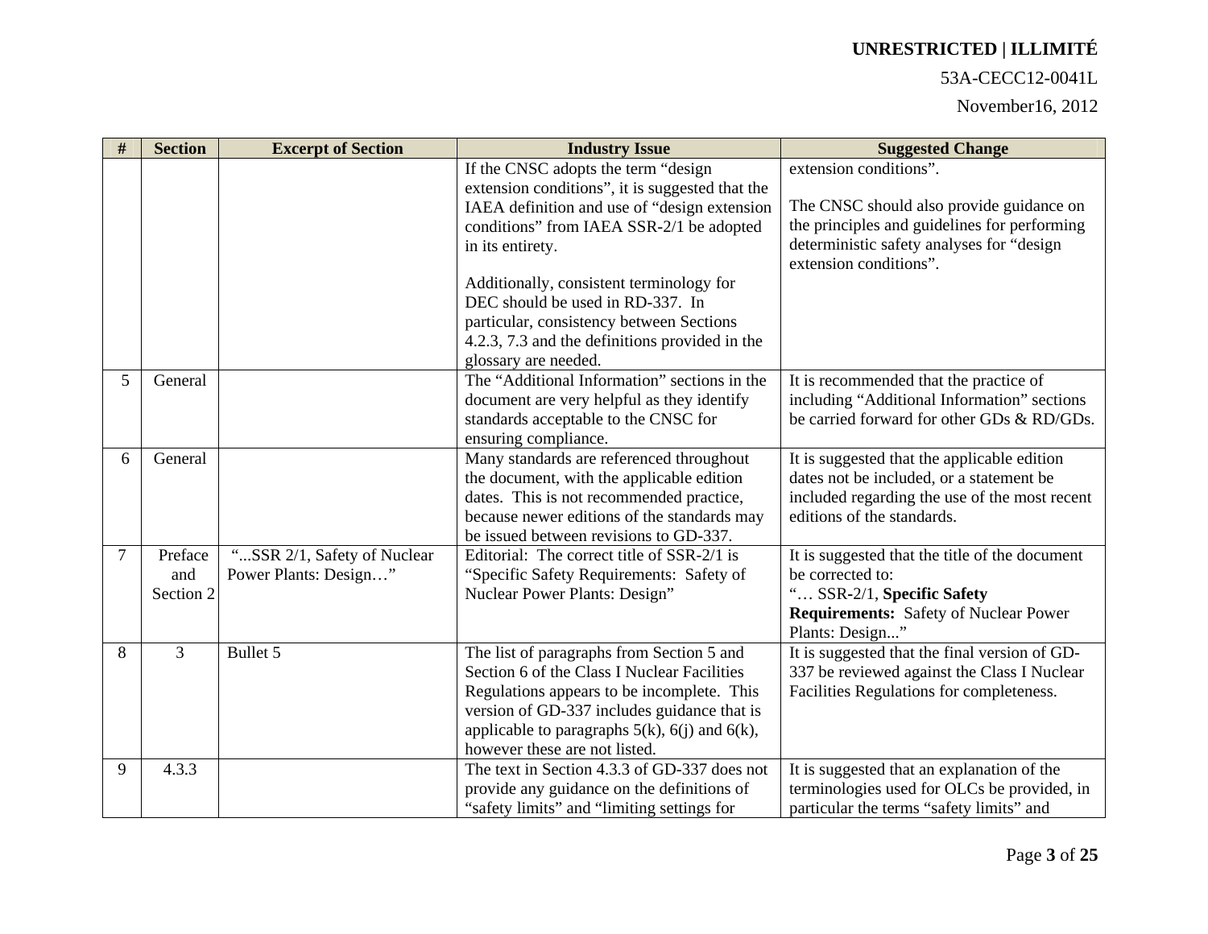| # | Section | Excerpt of Section | Industry Issue | Suggested Change |
|---|---|---|---|---|
| | | | If the CNSC adopts the term “design extension conditions”, it is suggested that the IAEA definition and use of “design extension conditions” from IAEA SSR-2/1 be adopted in its entirety.<br><br>Additionally, consistent terminology for DEC should be used in RD-337. In particular, consistency between Sections 4.2.3, 7.3 and the definitions provided in the glossary are needed. | extension conditions”.<br><br>The CNSC should also provide guidance on the principles and guidelines for performing deterministic safety analyses for “design extension conditions”. |
| 5 | General | | The “Additional Information” sections in the document are very helpful as they identify standards acceptable to the CNSC for ensuring compliance. | It is recommended that the practice of including “Additional Information” sections be carried forward for other GDs & RD/GDs. |
| 6 | General | | Many standards are referenced throughout the document, with the applicable edition dates. This is not recommended practice, because newer editions of the standards may be issued between revisions to GD-337. | It is suggested that the applicable edition dates not be included, or a statement be included regarding the use of the most recent editions of the standards. |
| 7 | Preface and Section 2 | “...SSR 2/1, Safety of Nuclear Power Plants: Design…” | Editorial: The correct title of SSR-2/1 is “Specific Safety Requirements: Safety of Nuclear Power Plants: Design” | It is suggested that the title of the document be corrected to:<br>“… SSR-2/1, **Specific Safety Requirements:** Safety of Nuclear Power Plants: Design...” |
| 8 | 3 | Bullet 5 | The list of paragraphs from Section 5 and Section 6 of the Class I Nuclear Facilities Regulations appears to be incomplete. This version of GD-337 includes guidance that is applicable to paragraphs 5(k), 6(j) and 6(k), however these are not listed. | It is suggested that the final version of GD-337 be reviewed against the Class I Nuclear Facilities Regulations for completeness. |
| 9 | 4.3.3 | | The text in Section 4.3.3 of GD-337 does not provide any guidance on the definitions of “safety limits” and “limiting settings for | It is suggested that an explanation of the terminologies used for OLCs be provided, in particular the terms “safety limits” and |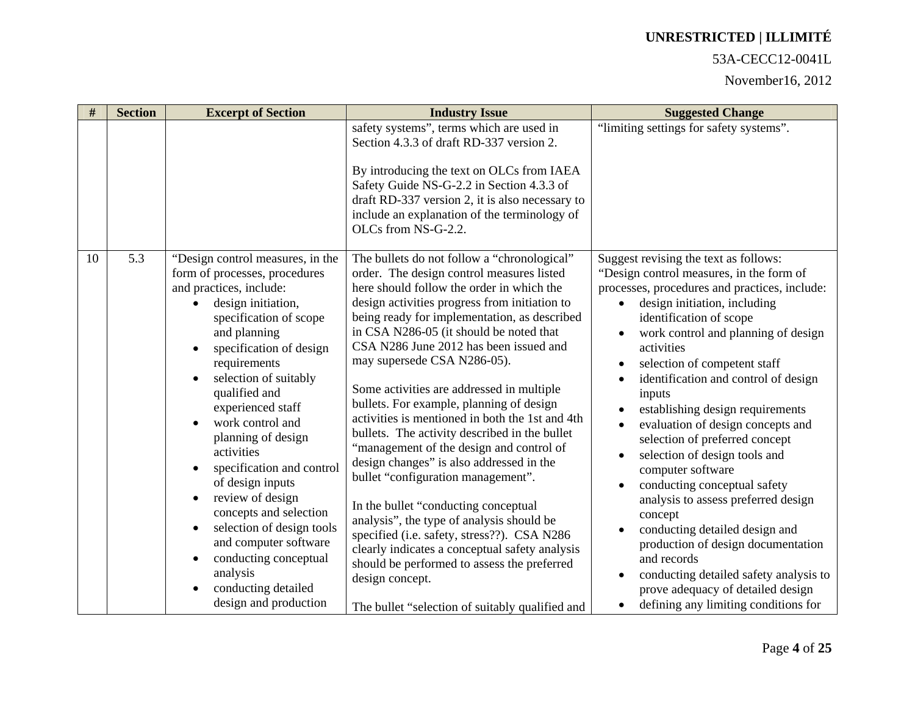| # | Section | Excerpt of Section | Industry Issue | Suggested Change |
|---|---|---|---|---|
| | | | safety systems", terms which are used in Section 4.3.3 of draft RD-337 version 2.<br><br>By introducing the text on OLCs from IAEA Safety Guide NS-G-2.2 in Section 4.3.3 of draft RD-337 version 2, it is also necessary to include an explanation of the terminology of OLCs from NS-G-2.2. | "limiting settings for safety systems". |
| 10 | 5.3 | "Design control measures, in the form of processes, procedures and practices, include:<br>• design initiation, specification of scope and planning<br>• specification of design requirements<br>• selection of suitably qualified and experienced staff<br>• work control and planning of design activities<br>• specification and control of design inputs<br>• review of design concepts and selection<br>• selection of design tools and computer software<br>• conducting conceptual analysis<br>• conducting detailed design and production | The bullets do not follow a "chronological" order. The design control measures listed here should follow the order in which the design activities progress from initiation to being ready for implementation, as described in CSA N286-05 (it should be noted that CSA N286 June 2012 has been issued and may supersede CSA N286-05).<br><br>Some activities are addressed in multiple bullets. For example, planning of design activities is mentioned in both the 1st and 4th bullets. The activity described in the bullet "management of the design and control of design changes" is also addressed in the bullet "configuration management".<br><br>In the bullet "conducting conceptual analysis", the type of analysis should be specified (i.e. safety, stress??). CSA N286 clearly indicates a conceptual safety analysis should be performed to assess the preferred design concept.<br><br>The bullet "selection of suitably qualified and | Suggest revising the text as follows:<br>"Design control measures, in the form of processes, procedures and practices, include:<br>• design initiation, including identification of scope<br>• work control and planning of design activities<br>• selection of competent staff<br>• identification and control of design inputs<br>• establishing design requirements<br>• evaluation of design concepts and selection of preferred concept<br>• selection of design tools and computer software<br>• conducting conceptual safety analysis to assess preferred design concept<br>• conducting detailed design and production of design documentation and records<br>• conducting detailed safety analysis to prove adequacy of detailed design<br>• defining any limiting conditions for |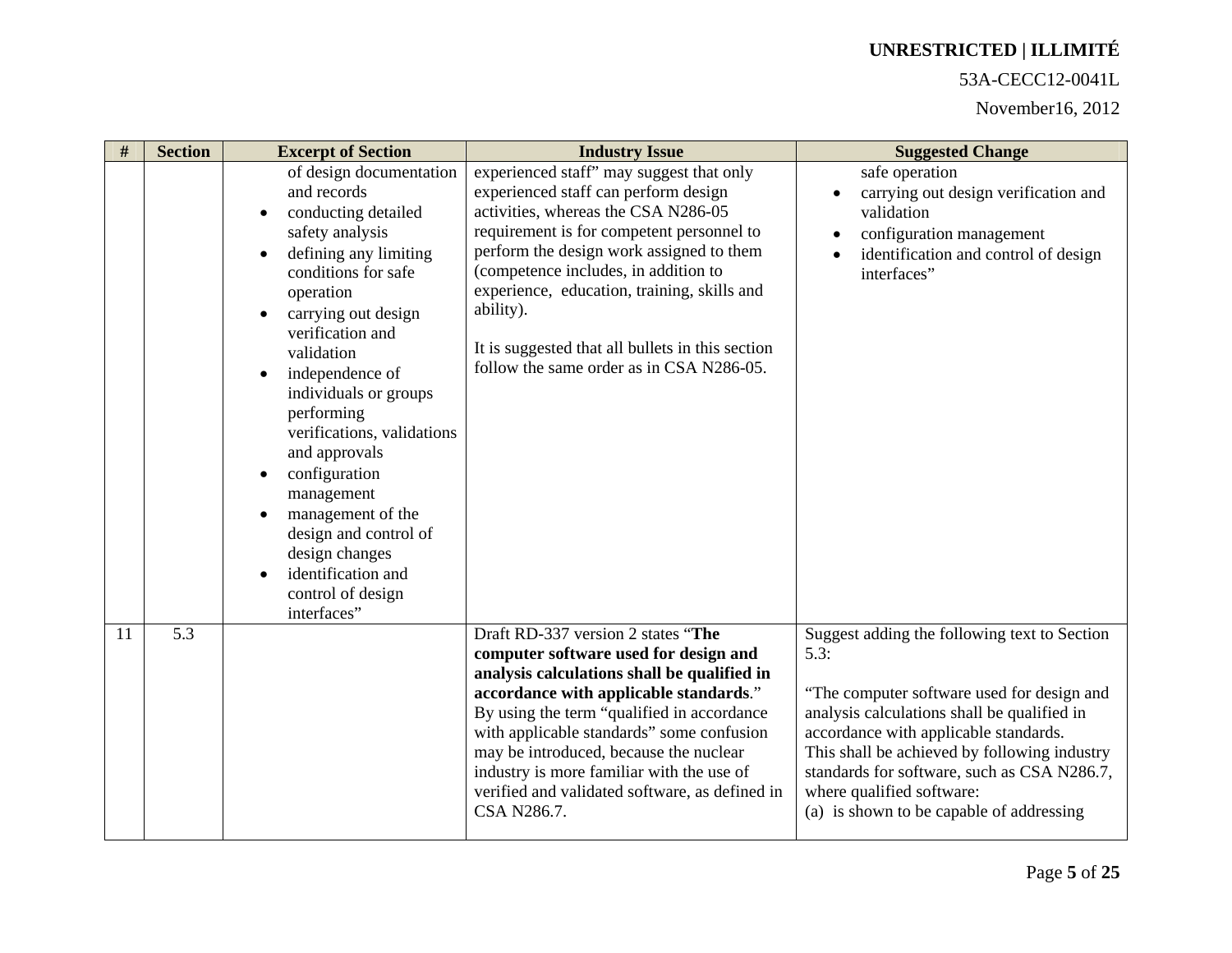| # | Section | Excerpt of Section | Industry Issue | Suggested Change |
|---|---|---|---|---|
| | | of design documentation and records<br>• conducting detailed safety analysis<br>• defining any limiting conditions for safe operation<br>• carrying out design verification and validation<br>• independence of individuals or groups performing verifications, validations and approvals<br>• configuration management<br>• management of the design and control of design changes<br>• identification and control of design interfaces" | experienced staff" may suggest that only experienced staff can perform design activities, whereas the CSA N286-05 requirement is for competent personnel to perform the design work assigned to them (competence includes, in addition to experience, education, training, skills and ability).<br><br>It is suggested that all bullets in this section follow the same order as in CSA N286-05. | safe operation<br>• carrying out design verification and validation<br>• configuration management<br>• identification and control of design interfaces" |
| 11 | 5.3 | | Draft RD-337 version 2 states "**The computer software used for design and analysis calculations shall be qualified in accordance with applicable standards**."<br>By using the term "qualified in accordance with applicable standards" some confusion may be introduced, because the nuclear industry is more familiar with the use of verified and validated software, as defined in CSA N286.7. | Suggest adding the following text to Section 5.3:<br><br>"The computer software used for design and analysis calculations shall be qualified in accordance with applicable standards.<br>This shall be achieved by following industry standards for software, such as CSA N286.7, where qualified software:<br>(a) is shown to be capable of addressing |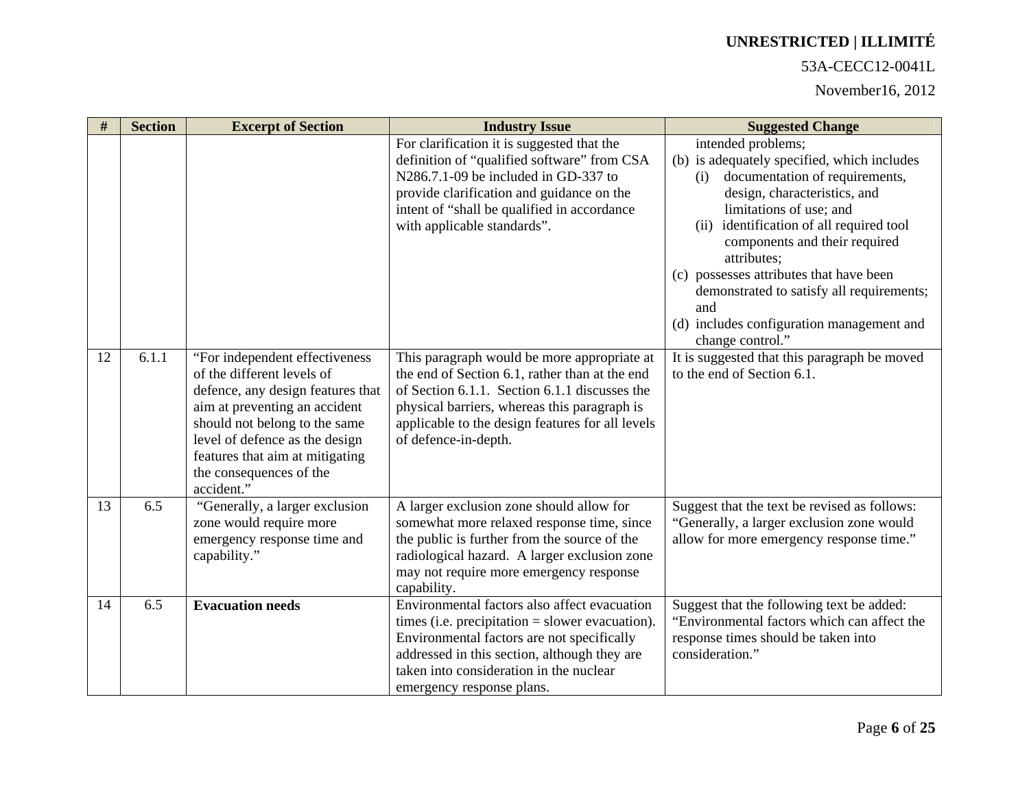| # | Section | Excerpt of Section | Industry Issue | Suggested Change |
|---|---|---|---|---|
| | | | For clarification it is suggested that the definition of "qualified software" from CSA N286.7.1-09 be included in GD-337 to provide clarification and guidance on the intent of "shall be qualified in accordance with applicable standards". | intended problems;<br>(b) is adequately specified, which includes<br>(i) documentation of requirements, design, characteristics, and limitations of use; and<br>(ii) identification of all required tool components and their required attributes;<br>(c) possesses attributes that have been demonstrated to satisfy all requirements; and<br>(d) includes configuration management and change control." |
| 12 | 6.1.1 | "For independent effectiveness of the different levels of defence, any design features that aim at preventing an accident should not belong to the same level of defence as the design features that aim at mitigating the consequences of the accident." | This paragraph would be more appropriate at the end of Section 6.1, rather than at the end of Section 6.1.1. Section 6.1.1 discusses the physical barriers, whereas this paragraph is applicable to the design features for all levels of defence-in-depth. | It is suggested that this paragraph be moved to the end of Section 6.1. |
| 13 | 6.5 | "Generally, a larger exclusion zone would require more emergency response time and capability." | A larger exclusion zone should allow for somewhat more relaxed response time, since the public is further from the source of the radiological hazard. A larger exclusion zone may not require more emergency response capability. | Suggest that the text be revised as follows: "Generally, a larger exclusion zone would allow for more emergency response time." |
| 14 | 6.5 | **Evacuation needs** | Environmental factors also affect evacuation times (i.e. precipitation = slower evacuation). Environmental factors are not specifically addressed in this section, although they are taken into consideration in the nuclear emergency response plans. | Suggest that the following text be added: "Environmental factors which can affect the response times should be taken into consideration." |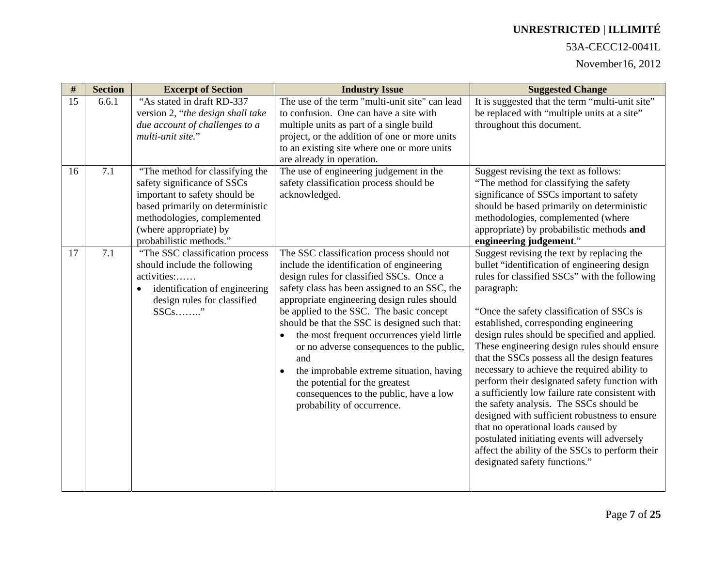| # | Section | Excerpt of Section | Industry Issue | Suggested Change |
|---|---|---|---|---|
| 15 | 6.6.1 | "As stated in draft RD-337 version 2, "*the design shall take due account of challenges to a multi-unit site.*" | The use of the term "multi-unit site" can lead to confusion. One can have a site with multiple units as part of a single build project, or the addition of one or more units to an existing site where one or more units are already in operation. | It is suggested that the term "multi-unit site" be replaced with "multiple units at a site" throughout this document. |
| 16 | 7.1 | "The method for classifying the safety significance of SSCs important to safety should be based primarily on deterministic methodologies, complemented (where appropriate) by probabilistic methods." | The use of engineering judgement in the safety classification process should be acknowledged. | Suggest revising the text as follows:<br>"The method for classifying the safety significance of SSCs important to safety should be based primarily on deterministic methodologies, complemented (where appropriate) by probabilistic methods **and engineering judgement**." |
| 17 | 7.1 | "The SSC classification process should include the following activities:……<br>• identification of engineering design rules for classified SSCs…….." | The SSC classification process should not include the identification of engineering design rules for classified SSCs. Once a safety class has been assigned to an SSC, the appropriate engineering design rules should be applied to the SSC. The basic concept should be that the SSC is designed such that:<br>• the most frequent occurrences yield little or no adverse consequences to the public, and<br>• the improbable extreme situation, having the potential for the greatest consequences to the public, have a low probability of occurrence. | Suggest revising the text by replacing the bullet "identification of engineering design rules for classified SSCs" with the following paragraph:<br><br>"Once the safety classification of SSCs is established, corresponding engineering design rules should be specified and applied. These engineering design rules should ensure that the SSCs possess all the design features necessary to achieve the required ability to perform their designated safety function with a sufficiently low failure rate consistent with the safety analysis. The SSCs should be designed with sufficient robustness to ensure that no operational loads caused by postulated initiating events will adversely affect the ability of the SSCs to perform their designated safety functions." |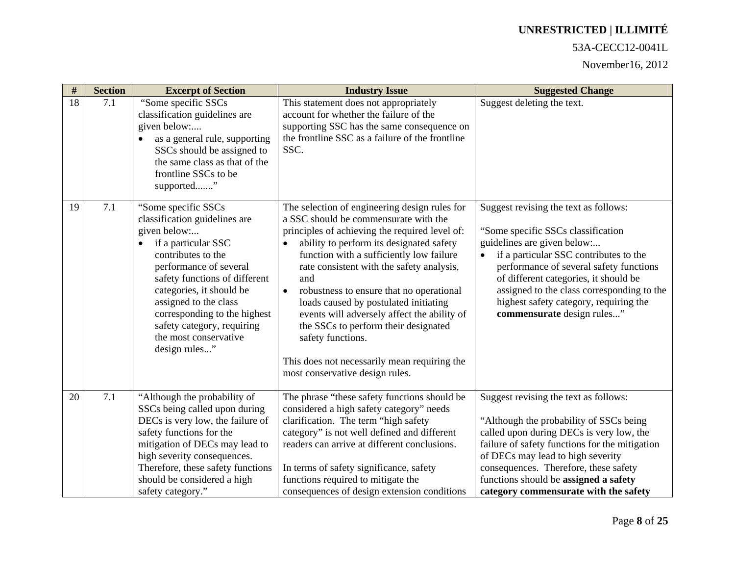| # | Section | Excerpt of Section | Industry Issue | Suggested Change |
|---|---|---|---|---|
| 18 | 7.1 | "Some specific SSCs classification guidelines are given below:.... <br>• as a general rule, supporting SSCs should be assigned to the same class as that of the frontline SSCs to be supported......." | This statement does not appropriately account for whether the failure of the supporting SSC has the same consequence on the frontline SSC as a failure of the frontline SSC. | Suggest deleting the text. |
| 19 | 7.1 | "Some specific SSCs classification guidelines are given below:... <br>• if a particular SSC contributes to the performance of several safety functions of different categories, it should be assigned to the class corresponding to the highest safety category, requiring the most conservative design rules..." | The selection of engineering design rules for a SSC should be commensurate with the principles of achieving the required level of: <br>• ability to perform its designated safety function with a sufficiently low failure rate consistent with the safety analysis, and <br>• robustness to ensure that no operational loads caused by postulated initiating events will adversely affect the ability of the SSCs to perform their designated safety functions. <br><br>This does not necessarily mean requiring the most conservative design rules. | Suggest revising the text as follows: <br><br>"Some specific SSCs classification guidelines are given below:... <br>• if a particular SSC contributes to the performance of several safety functions of different categories, it should be assigned to the class corresponding to the highest safety category, requiring the **commensurate** design rules..." |
| 20 | 7.1 | "Although the probability of SSCs being called upon during DECs is very low, the failure of safety functions for the mitigation of DECs may lead to high severity consequences. Therefore, these safety functions should be considered a high safety category." | The phrase "these safety functions should be considered a high safety category" needs clarification. The term "high safety category" is not well defined and different readers can arrive at different conclusions. <br><br>In terms of safety significance, safety functions required to mitigate the consequences of design extension conditions | Suggest revising the text as follows: <br><br>"Although the probability of SSCs being called upon during DECs is very low, the failure of safety functions for the mitigation of DECs may lead to high severity consequences. Therefore, these safety functions should be **assigned a safety category commensurate with the safety** |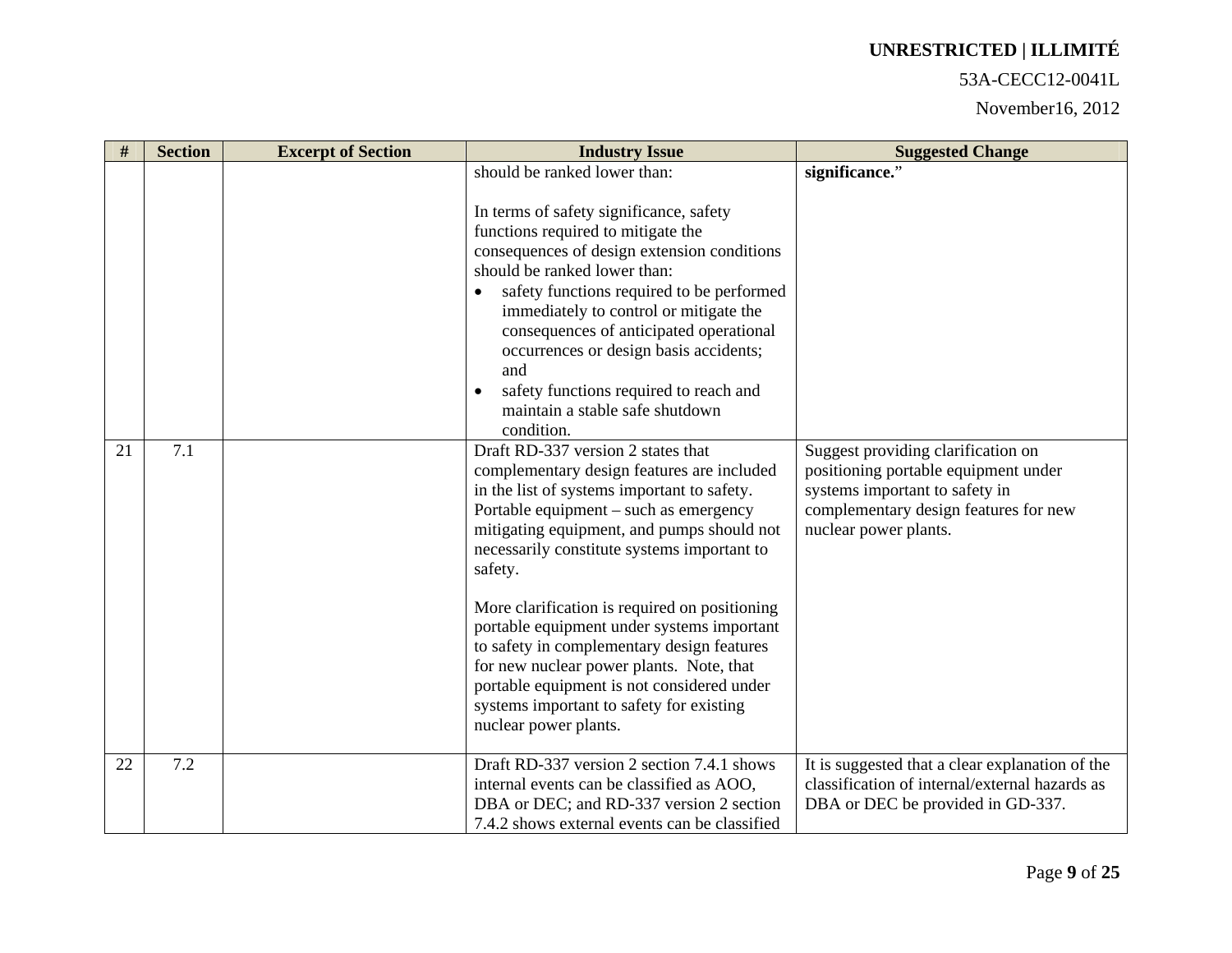| # | Section | Excerpt of Section | Industry Issue | Suggested Change |
|---|---|---|---|---|
| | | | should be ranked lower than:<br><br>In terms of safety significance, safety functions required to mitigate the consequences of design extension conditions should be ranked lower than:<br>• safety functions required to be performed immediately to control or mitigate the consequences of anticipated operational occurrences or design basis accidents; and<br>• safety functions required to reach and maintain a stable safe shutdown condition. | **significance.**” |
| 21 | 7.1 | | Draft RD-337 version 2 states that complementary design features are included in the list of systems important to safety. Portable equipment – such as emergency mitigating equipment, and pumps should not necessarily constitute systems important to safety.<br><br>More clarification is required on positioning portable equipment under systems important to safety in complementary design features for new nuclear power plants. Note, that portable equipment is not considered under systems important to safety for existing nuclear power plants. | Suggest providing clarification on positioning portable equipment under systems important to safety in complementary design features for new nuclear power plants. |
| 22 | 7.2 | | Draft RD-337 version 2 section 7.4.1 shows internal events can be classified as AOO, DBA or DEC; and RD-337 version 2 section 7.4.2 shows external events can be classified | It is suggested that a clear explanation of the classification of internal/external hazards as DBA or DEC be provided in GD-337. |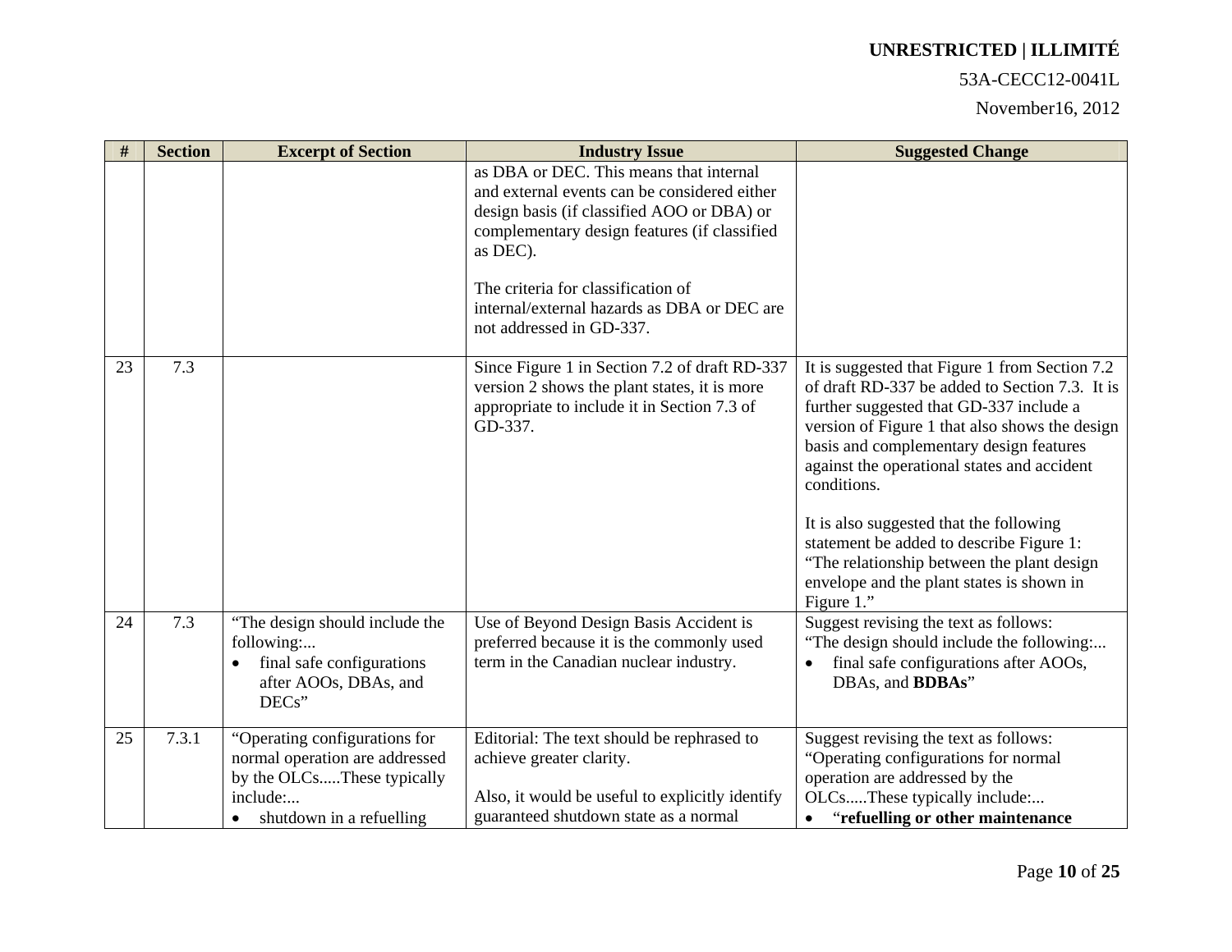| # | Section | Excerpt of Section | Industry Issue | Suggested Change |
|---|---|---|---|---|
| | | | as DBA or DEC. This means that internal and external events can be considered either design basis (if classified AOO or DBA) or complementary design features (if classified as DEC).<br><br>The criteria for classification of internal/external hazards as DBA or DEC are not addressed in GD-337. | |
| 23 | 7.3 | | Since Figure 1 in Section 7.2 of draft RD-337 version 2 shows the plant states, it is more appropriate to include it in Section 7.3 of GD-337. | It is suggested that Figure 1 from Section 7.2 of draft RD-337 be added to Section 7.3. It is further suggested that GD-337 include a version of Figure 1 that also shows the design basis and complementary design features against the operational states and accident conditions.<br><br>It is also suggested that the following statement be added to describe Figure 1: "The relationship between the plant design envelope and the plant states is shown in Figure 1." |
| 24 | 7.3 | "The design should include the following:...<br>• final safe configurations after AOOs, DBAs, and DECs" | Use of Beyond Design Basis Accident is preferred because it is the commonly used term in the Canadian nuclear industry. | Suggest revising the text as follows:<br>"The design should include the following:...<br>• final safe configurations after AOOs, DBAs, and **BDBAs**" |
| 25 | 7.3.1 | "Operating configurations for normal operation are addressed by the OLCs.....These typically include:...<br>• shutdown in a refuelling | Editorial: The text should be rephrased to achieve greater clarity.<br><br>Also, it would be useful to explicitly identify guaranteed shutdown state as a normal | Suggest revising the text as follows:<br>"Operating configurations for normal operation are addressed by the OLCs.....These typically include:...<br>• "**refuelling or other maintenance** |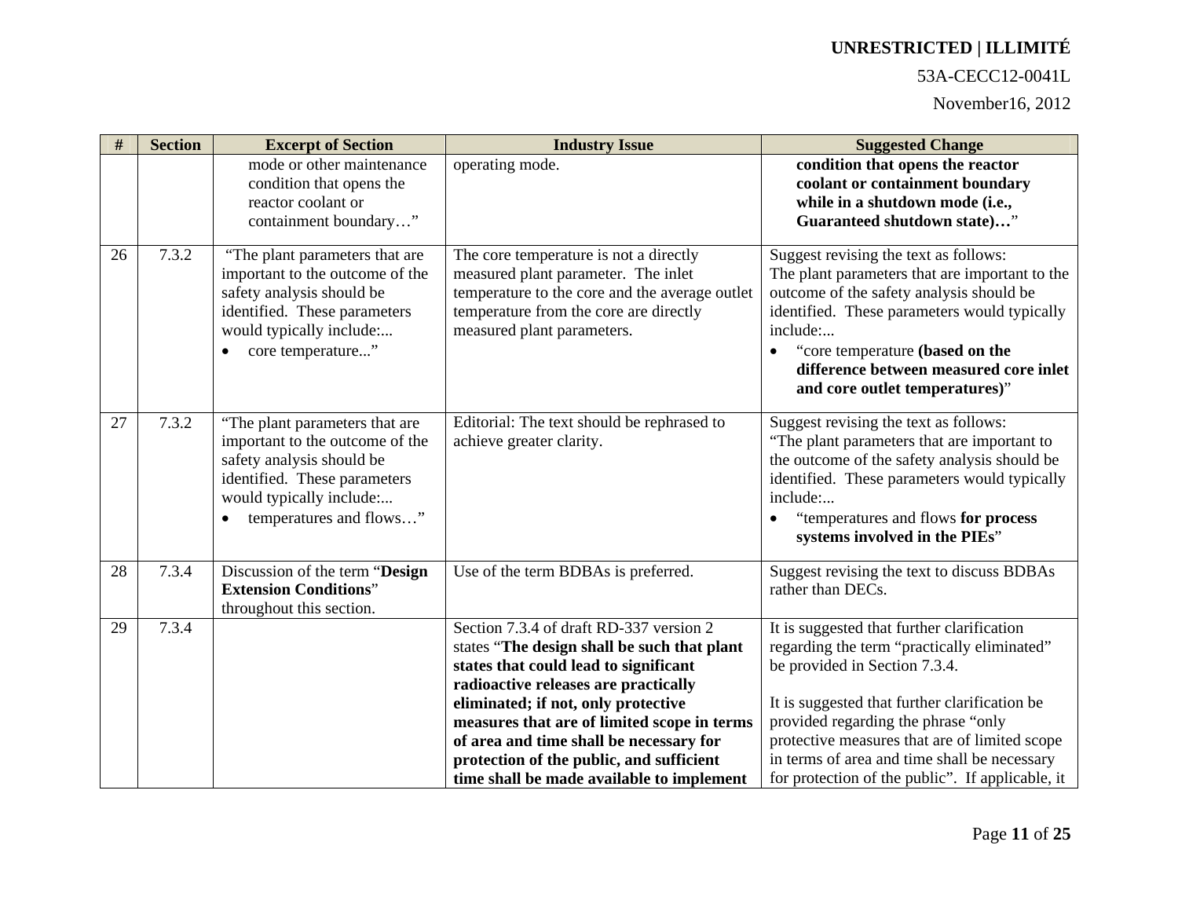| # | Section | Excerpt of Section | Industry Issue | Suggested Change |
|---|---|---|---|---|
| | | mode or other maintenance condition that opens the reactor coolant or containment boundary…” | operating mode. | **condition that opens the reactor coolant or containment boundary while in a shutdown mode (i.e., Guaranteed shutdown state)…**” |
| 26 | 7.3.2 | “The plant parameters that are important to the outcome of the safety analysis should be identified. These parameters would typically include:... <br>• core temperature...” | The core temperature is not a directly measured plant parameter. The inlet temperature to the core and the average outlet temperature from the core are directly measured plant parameters. | Suggest revising the text as follows: <br>The plant parameters that are important to the outcome of the safety analysis should be identified. These parameters would typically include:... <br>• “core temperature **(based on the difference between measured core inlet and core outlet temperatures)**” |
| 27 | 7.3.2 | “The plant parameters that are important to the outcome of the safety analysis should be identified. These parameters would typically include:... <br>• temperatures and flows…” | Editorial: The text should be rephrased to achieve greater clarity. | Suggest revising the text as follows: <br>“The plant parameters that are important to the outcome of the safety analysis should be identified. These parameters would typically include:... <br>• “temperatures and flows **for process systems involved in the PIEs**” |
| 28 | 7.3.4 | Discussion of the term “**Design Extension Conditions**” throughout this section. | Use of the term BDBAs is preferred. | Suggest revising the text to discuss BDBAs rather than DECs. |
| 29 | 7.3.4 | | Section 7.3.4 of draft RD-337 version 2 states “**The design shall be such that plant states that could lead to significant radioactive releases are practically eliminated; if not, only protective measures that are of limited scope in terms of area and time shall be necessary for protection of the public, and sufficient time shall be made available to implement** | It is suggested that further clarification regarding the term “practically eliminated” be provided in Section 7.3.4. <br><br>It is suggested that further clarification be provided regarding the phrase “only protective measures that are of limited scope in terms of area and time shall be necessary for protection of the public”. If applicable, it |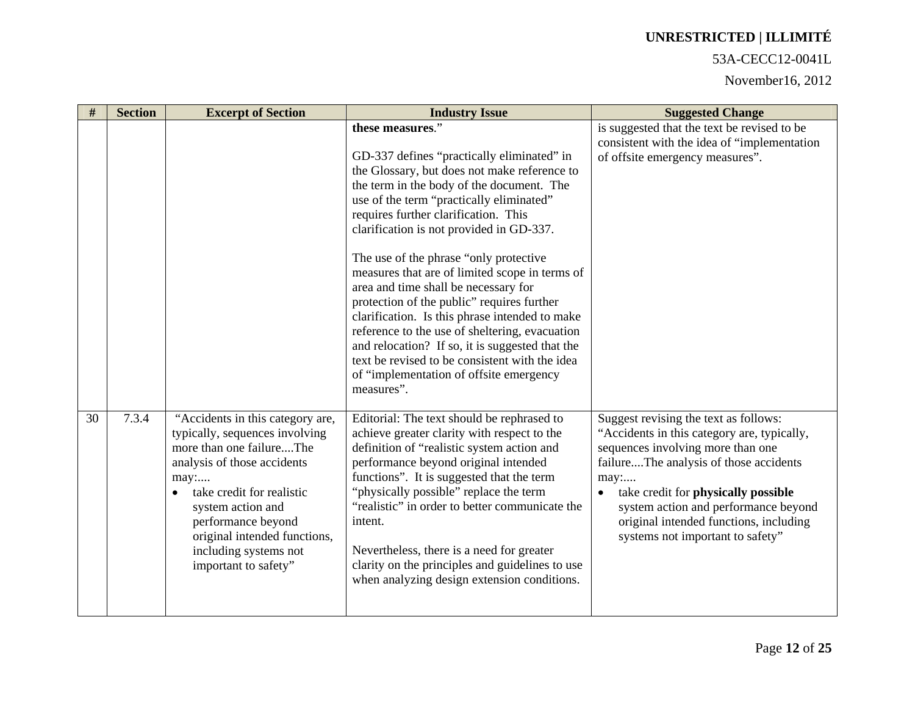| # | Section | Excerpt of Section | Industry Issue | Suggested Change |
|---|---|---|---|---|
| | | | **these measures**."<br><br>GD-337 defines "practically eliminated" in the Glossary, but does not make reference to the term in the body of the document. The use of the term "practically eliminated" requires further clarification. This clarification is not provided in GD-337.<br><br>The use of the phrase "only protective measures that are of limited scope in terms of area and time shall be necessary for protection of the public" requires further clarification. Is this phrase intended to make reference to the use of sheltering, evacuation and relocation? If so, it is suggested that the text be revised to be consistent with the idea of "implementation of offsite emergency measures". | is suggested that the text be revised to be consistent with the idea of "implementation of offsite emergency measures". |
| 30 | 7.3.4 | "Accidents in this category are, typically, sequences involving more than one failure....The analysis of those accidents may:....<br>• take credit for realistic system action and performance beyond original intended functions, including systems not important to safety" | Editorial: The text should be rephrased to achieve greater clarity with respect to the definition of "realistic system action and performance beyond original intended functions". It is suggested that the term "physically possible" replace the term "realistic" in order to better communicate the intent.<br><br>Nevertheless, there is a need for greater clarity on the principles and guidelines to use when analyzing design extension conditions. | Suggest revising the text as follows:<br>"Accidents in this category are, typically, sequences involving more than one failure....The analysis of those accidents may:....<br>• take credit for **physically possible** system action and performance beyond original intended functions, including systems not important to safety" |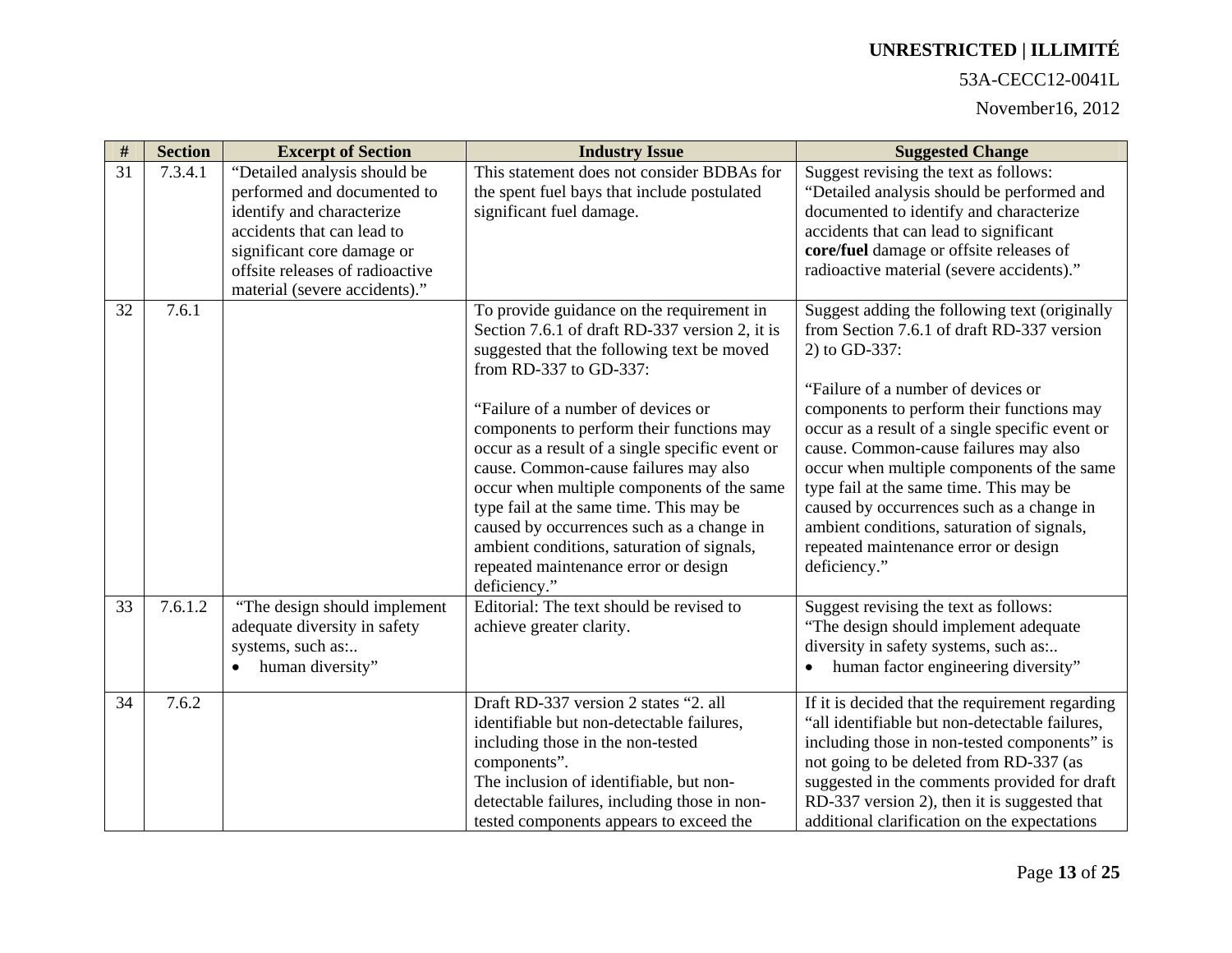| # | Section | Excerpt of Section | Industry Issue | Suggested Change |
|---|---|---|---|---|
| 31 | 7.3.4.1 | "Detailed analysis should be performed and documented to identify and characterize accidents that can lead to significant core damage or offsite releases of radioactive material (severe accidents)." | This statement does not consider BDBAs for the spent fuel bays that include postulated significant fuel damage. | Suggest revising the text as follows:<br>"Detailed analysis should be performed and documented to identify and characterize accidents that can lead to significant **core/fuel** damage or offsite releases of radioactive material (severe accidents)." |
| 32 | 7.6.1 | | To provide guidance on the requirement in Section 7.6.1 of draft RD-337 version 2, it is suggested that the following text be moved from RD-337 to GD-337:<br><br>"Failure of a number of devices or components to perform their functions may occur as a result of a single specific event or cause. Common-cause failures may also occur when multiple components of the same type fail at the same time. This may be caused by occurrences such as a change in ambient conditions, saturation of signals, repeated maintenance error or design deficiency." | Suggest adding the following text (originally from Section 7.6.1 of draft RD-337 version 2) to GD-337:<br><br>"Failure of a number of devices or components to perform their functions may occur as a result of a single specific event or cause. Common-cause failures may also occur when multiple components of the same type fail at the same time. This may be caused by occurrences such as a change in ambient conditions, saturation of signals, repeated maintenance error or design deficiency." |
| 33 | 7.6.1.2 | "The design should implement adequate diversity in safety systems, such as:..<br>• human diversity" | Editorial: The text should be revised to achieve greater clarity. | Suggest revising the text as follows:<br>"The design should implement adequate diversity in safety systems, such as:..<br>• human factor engineering diversity" |
| 34 | 7.6.2 | | Draft RD-337 version 2 states "2. all identifiable but non-detectable failures, including those in the non-tested components".<br>The inclusion of identifiable, but non-detectable failures, including those in non-tested components appears to exceed the | If it is decided that the requirement regarding "all identifiable but non-detectable failures, including those in non-tested components" is not going to be deleted from RD-337 (as suggested in the comments provided for draft RD-337 version 2), then it is suggested that additional clarification on the expectations |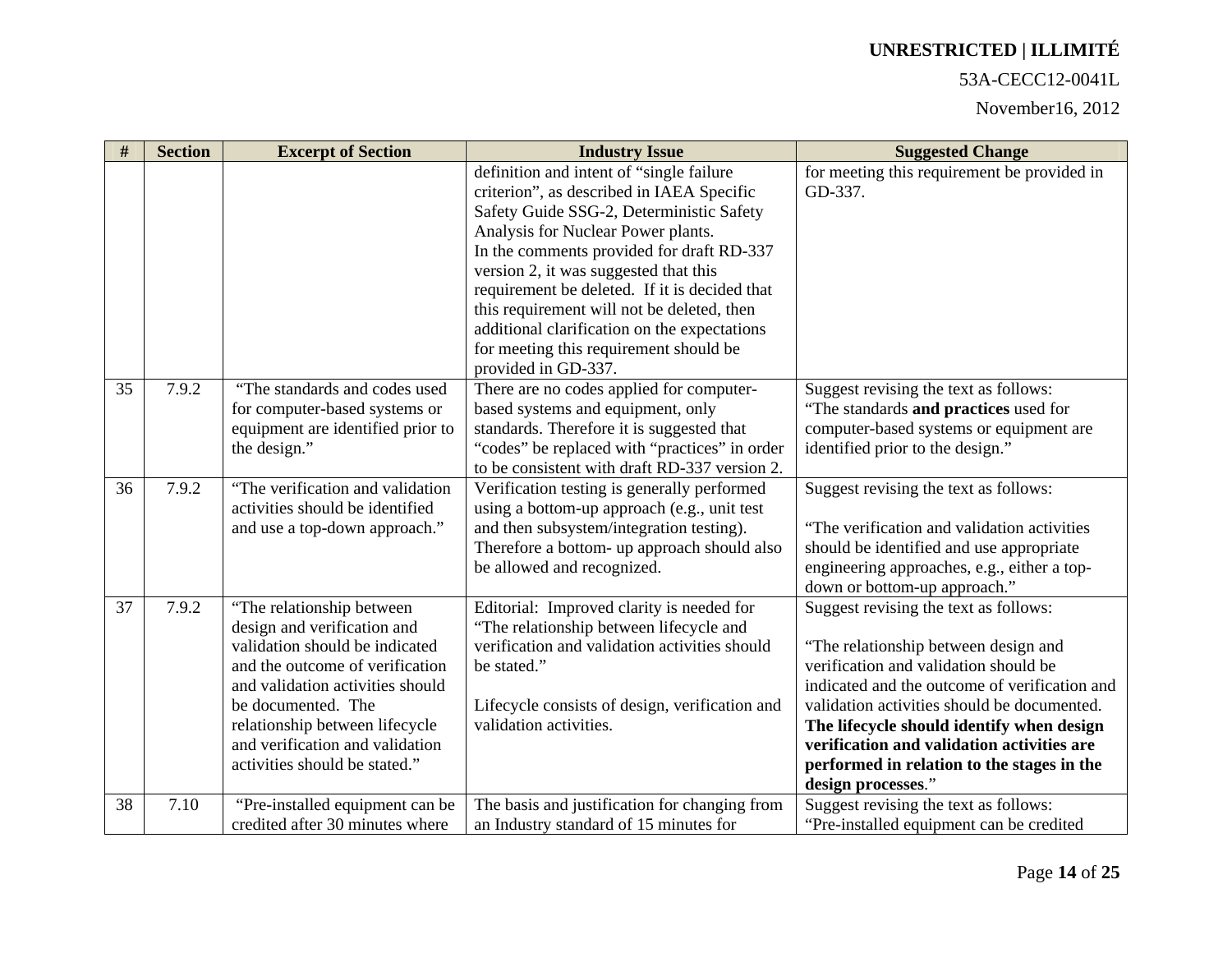| # | Section | Excerpt of Section | Industry Issue | Suggested Change |
|---|---|---|---|---|
| | | | definition and intent of "single failure criterion", as described in IAEA Specific Safety Guide SSG-2, Deterministic Safety Analysis for Nuclear Power plants.<br>In the comments provided for draft RD-337 version 2, it was suggested that this requirement be deleted. If it is decided that this requirement will not be deleted, then additional clarification on the expectations for meeting this requirement should be provided in GD-337. | for meeting this requirement be provided in GD-337. |
| 35 | 7.9.2 | "The standards and codes used for computer-based systems or equipment are identified prior to the design." | There are no codes applied for computer-based systems and equipment, only standards. Therefore it is suggested that "codes" be replaced with "practices" in order to be consistent with draft RD-337 version 2. | Suggest revising the text as follows:<br>"The standards **and practices** used for computer-based systems or equipment are identified prior to the design." |
| 36 | 7.9.2 | "The verification and validation activities should be identified and use a top-down approach." | Verification testing is generally performed using a bottom-up approach (e.g., unit test and then subsystem/integration testing). Therefore a bottom- up approach should also be allowed and recognized. | Suggest revising the text as follows:<br><br>"The verification and validation activities should be identified and use appropriate engineering approaches, e.g., either a top-down or bottom-up approach." |
| 37 | 7.9.2 | "The relationship between design and verification and validation should be indicated and the outcome of verification and validation activities should be documented. The relationship between lifecycle and verification and validation activities should be stated." | Editorial: Improved clarity is needed for "The relationship between lifecycle and verification and validation activities should be stated."<br><br>Lifecycle consists of design, verification and validation activities. | Suggest revising the text as follows:<br><br>"The relationship between design and verification and validation should be indicated and the outcome of verification and validation activities should be documented. **The lifecycle should identify when design verification and validation activities are performed in relation to the stages in the design processes**." |
| 38 | 7.10 | "Pre-installed equipment can be credited after 30 minutes where | The basis and justification for changing from an Industry standard of 15 minutes for | Suggest revising the text as follows:<br>"Pre-installed equipment can be credited |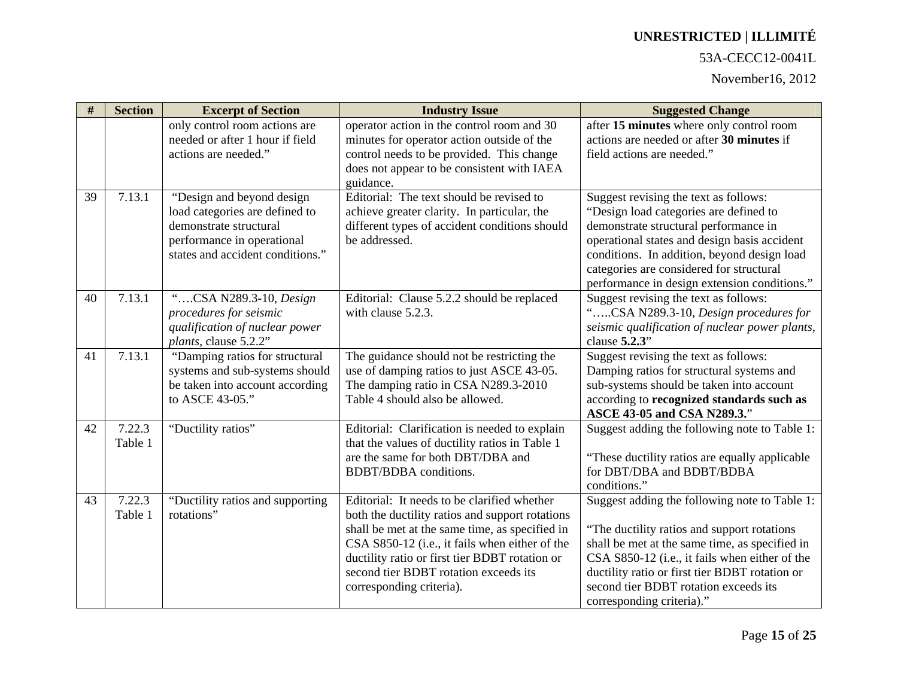| # | Section | Excerpt of Section | Industry Issue | Suggested Change |
|---|---|---|---|---|
| | | only control room actions are needed or after 1 hour if field actions are needed.” | operator action in the control room and 30 minutes for operator action outside of the control needs to be provided. This change does not appear to be consistent with IAEA guidance. | after **15 minutes** where only control room actions are needed or after **30 minutes** if field actions are needed.” |
| 39 | 7.13.1 | “Design and beyond design load categories are defined to demonstrate structural performance in operational states and accident conditions.” | Editorial: The text should be revised to achieve greater clarity. In particular, the different types of accident conditions should be addressed. | Suggest revising the text as follows: “Design load categories are defined to demonstrate structural performance in operational states and design basis accident conditions. In addition, beyond design load categories are considered for structural performance in design extension conditions.” |
| 40 | 7.13.1 | “….CSA N289.3-10, *Design procedures for seismic qualification of nuclear power plants,* clause 5.2.2” | Editorial: Clause 5.2.2 should be replaced with clause 5.2.3. | Suggest revising the text as follows: “…..CSA N289.3-10, *Design procedures for seismic qualification of nuclear power plants,* clause **5.2.3**” |
| 41 | 7.13.1 | “Damping ratios for structural systems and sub-systems should be taken into account according to ASCE 43-05.” | The guidance should not be restricting the use of damping ratios to just ASCE 43-05. The damping ratio in CSA N289.3-2010 Table 4 should also be allowed. | Suggest revising the text as follows: Damping ratios for structural systems and sub-systems should be taken into account according to **recognized standards such as ASCE 43-05 and CSA N289.3.**” |
| 42 | 7.22.3 Table 1 | “Ductility ratios” | Editorial: Clarification is needed to explain that the values of ductility ratios in Table 1 are the same for both DBT/DBA and BDBT/BDBA conditions. | Suggest adding the following note to Table 1: “These ductility ratios are equally applicable for DBT/DBA and BDBT/BDBA conditions.” |
| 43 | 7.22.3 Table 1 | “Ductility ratios and supporting rotations” | Editorial: It needs to be clarified whether both the ductility ratios and support rotations shall be met at the same time, as specified in CSA S850-12 (i.e., it fails when either of the ductility ratio or first tier BDBT rotation or second tier BDBT rotation exceeds its corresponding criteria). | Suggest adding the following note to Table 1: “The ductility ratios and support rotations shall be met at the same time, as specified in CSA S850-12 (i.e., it fails when either of the ductility ratio or first tier BDBT rotation or second tier BDBT rotation exceeds its corresponding criteria).” |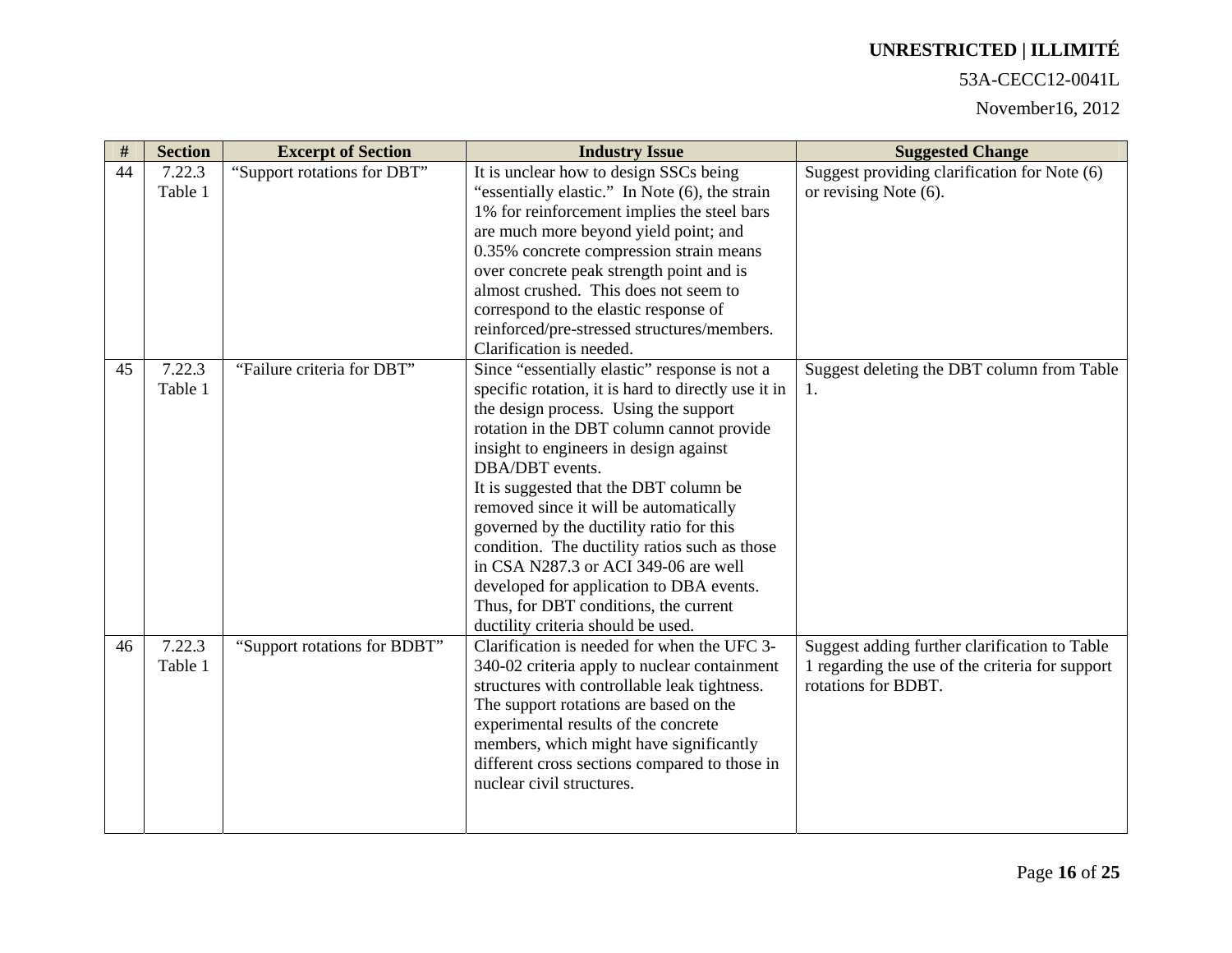| # | Section | Excerpt of Section | Industry Issue | Suggested Change |
|---|---|---|---|---|
| 44 | 7.22.3 Table 1 | "Support rotations for DBT" | It is unclear how to design SSCs being "essentially elastic." In Note (6), the strain 1% for reinforcement implies the steel bars are much more beyond yield point; and 0.35% concrete compression strain means over concrete peak strength point and is almost crushed. This does not seem to correspond to the elastic response of reinforced/pre-stressed structures/members. Clarification is needed. | Suggest providing clarification for Note (6) or revising Note (6). |
| 45 | 7.22.3 Table 1 | "Failure criteria for DBT" | Since "essentially elastic" response is not a specific rotation, it is hard to directly use it in the design process. Using the support rotation in the DBT column cannot provide insight to engineers in design against DBA/DBT events.<br>It is suggested that the DBT column be removed since it will be automatically governed by the ductility ratio for this condition. The ductility ratios such as those in CSA N287.3 or ACI 349-06 are well developed for application to DBA events. Thus, for DBT conditions, the current ductility criteria should be used. | Suggest deleting the DBT column from Table 1. |
| 46 | 7.22.3 Table 1 | "Support rotations for BDBT" | Clarification is needed for when the UFC 3-340-02 criteria apply to nuclear containment structures with controllable leak tightness. The support rotations are based on the experimental results of the concrete members, which might have significantly different cross sections compared to those in nuclear civil structures. | Suggest adding further clarification to Table 1 regarding the use of the criteria for support rotations for BDBT. |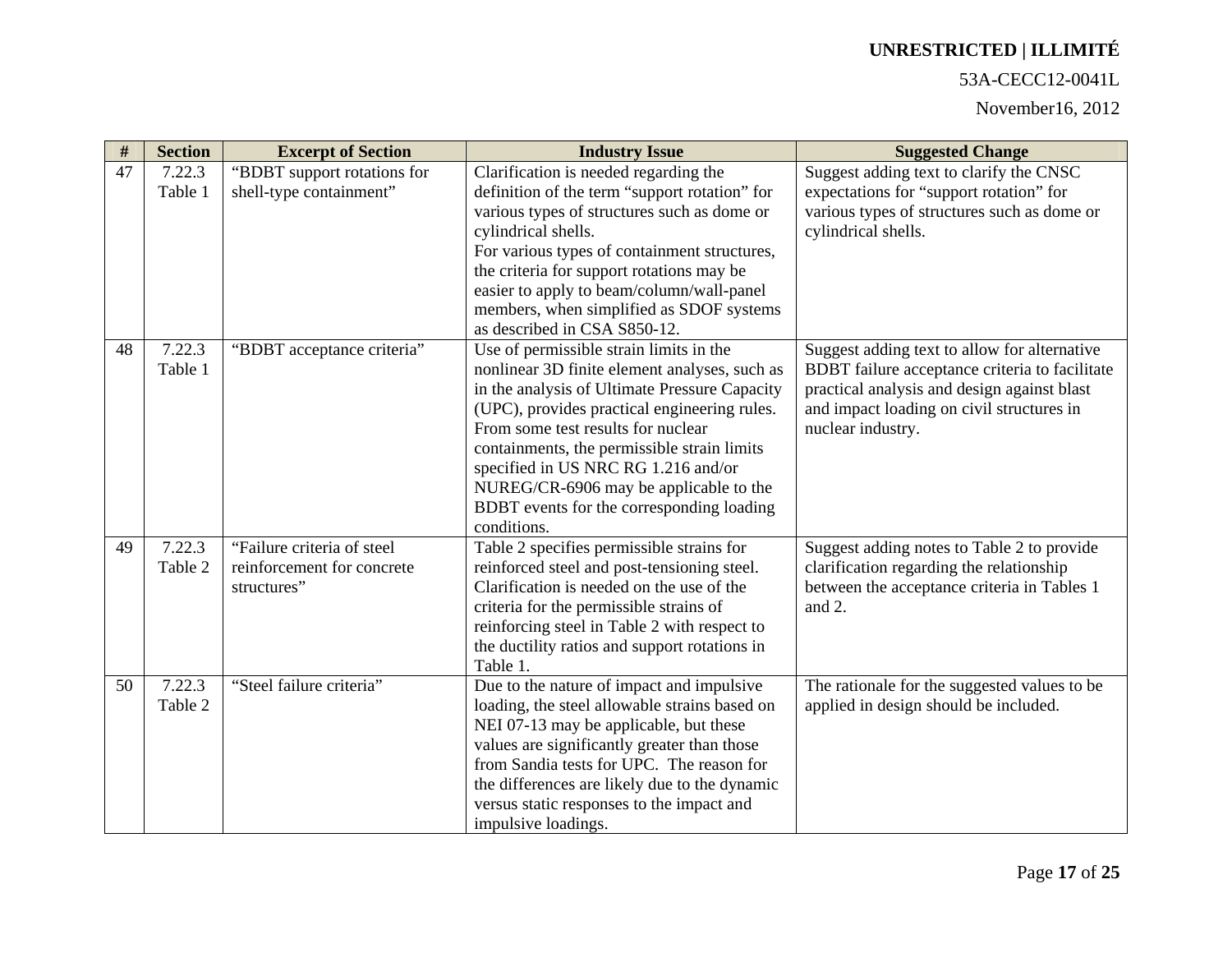| # | Section | Excerpt of Section | Industry Issue | Suggested Change |
|---|---|---|---|---|
| 47 | 7.22.3 Table 1 | “BDBT support rotations for shell-type containment” | Clarification is needed regarding the definition of the term “support rotation” for various types of structures such as dome or cylindrical shells. For various types of containment structures, the criteria for support rotations may be easier to apply to beam/column/wall-panel members, when simplified as SDOF systems as described in CSA S850-12. | Suggest adding text to clarify the CNSC expectations for “support rotation” for various types of structures such as dome or cylindrical shells. |
| 48 | 7.22.3 Table 1 | “BDBT acceptance criteria” | Use of permissible strain limits in the nonlinear 3D finite element analyses, such as in the analysis of Ultimate Pressure Capacity (UPC), provides practical engineering rules. From some test results for nuclear containments, the permissible strain limits specified in US NRC RG 1.216 and/or NUREG/CR-6906 may be applicable to the BDBT events for the corresponding loading conditions. | Suggest adding text to allow for alternative BDBT failure acceptance criteria to facilitate practical analysis and design against blast and impact loading on civil structures in nuclear industry. |
| 49 | 7.22.3 Table 2 | “Failure criteria of steel reinforcement for concrete structures” | Table 2 specifies permissible strains for reinforced steel and post-tensioning steel. Clarification is needed on the use of the criteria for the permissible strains of reinforcing steel in Table 2 with respect to the ductility ratios and support rotations in Table 1. | Suggest adding notes to Table 2 to provide clarification regarding the relationship between the acceptance criteria in Tables 1 and 2. |
| 50 | 7.22.3 Table 2 | “Steel failure criteria” | Due to the nature of impact and impulsive loading, the steel allowable strains based on NEI 07-13 may be applicable, but these values are significantly greater than those from Sandia tests for UPC. The reason for the differences are likely due to the dynamic versus static responses to the impact and impulsive loadings. | The rationale for the suggested values to be applied in design should be included. |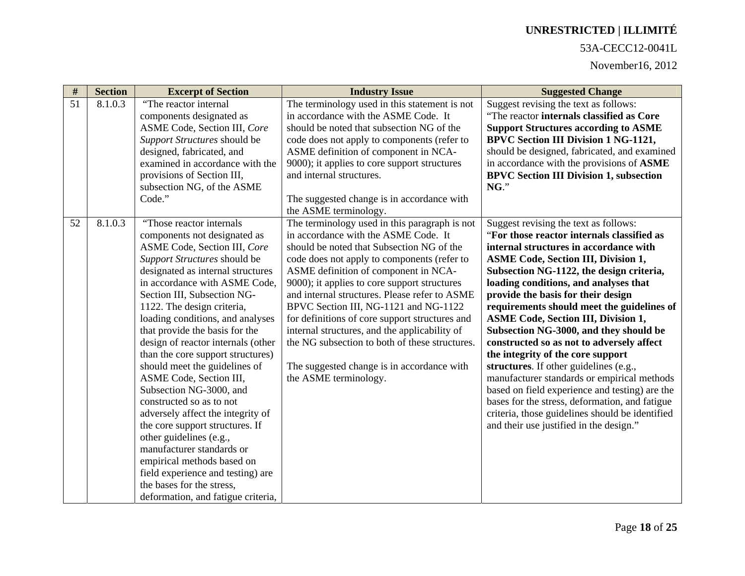| # | Section | Excerpt of Section | Industry Issue | Suggested Change |
|---|---|---|---|---|
| 51 | 8.1.0.3 | "The reactor internal components designated as ASME Code, Section III, *Core Support Structures* should be designed, fabricated, and examined in accordance with the provisions of Section III, subsection NG, of the ASME Code." | The terminology used in this statement is not in accordance with the ASME Code. It should be noted that subsection NG of the code does not apply to components (refer to ASME definition of component in NCA-9000); it applies to core support structures and internal structures.<br><br>The suggested change is in accordance with the ASME terminology. | Suggest revising the text as follows:<br>"The reactor **internals classified as Core Support Structures according to ASME BPVC Section III Division 1 NG-1121,** should be designed, fabricated, and examined in accordance with the provisions of **ASME BPVC Section III Division 1, subsection NG**." |
| 52 | 8.1.0.3 | "Those reactor internals components not designated as ASME Code, Section III, *Core Support Structures* should be designated as internal structures in accordance with ASME Code, Section III, Subsection NG-1122. The design criteria, loading conditions, and analyses that provide the basis for the design of reactor internals (other than the core support structures) should meet the guidelines of ASME Code, Section III, Subsection NG-3000, and constructed so as to not adversely affect the integrity of the core support structures. If other guidelines (e.g., manufacturer standards or empirical methods based on field experience and testing) are the bases for the stress, deformation, and fatigue criteria, | The terminology used in this paragraph is not in accordance with the ASME Code. It should be noted that Subsection NG of the code does not apply to components (refer to ASME definition of component in NCA-9000); it applies to core support structures and internal structures. Please refer to ASME BPVC Section III, NG-1121 and NG-1122 for definitions of core support structures and internal structures, and the applicability of the NG subsection to both of these structures.<br><br>The suggested change is in accordance with the ASME terminology. | Suggest revising the text as follows:<br>"**For those reactor internals classified as internal structures in accordance with ASME Code, Section III, Division 1, Subsection NG-1122, the design criteria, loading conditions, and analyses that provide the basis for their design requirements should meet the guidelines of ASME Code, Section III, Division 1, Subsection NG-3000, and they should be constructed so as not to adversely affect the integrity of the core support structures**. If other guidelines (e.g., manufacturer standards or empirical methods based on field experience and testing) are the bases for the stress, deformation, and fatigue criteria, those guidelines should be identified and their use justified in the design." |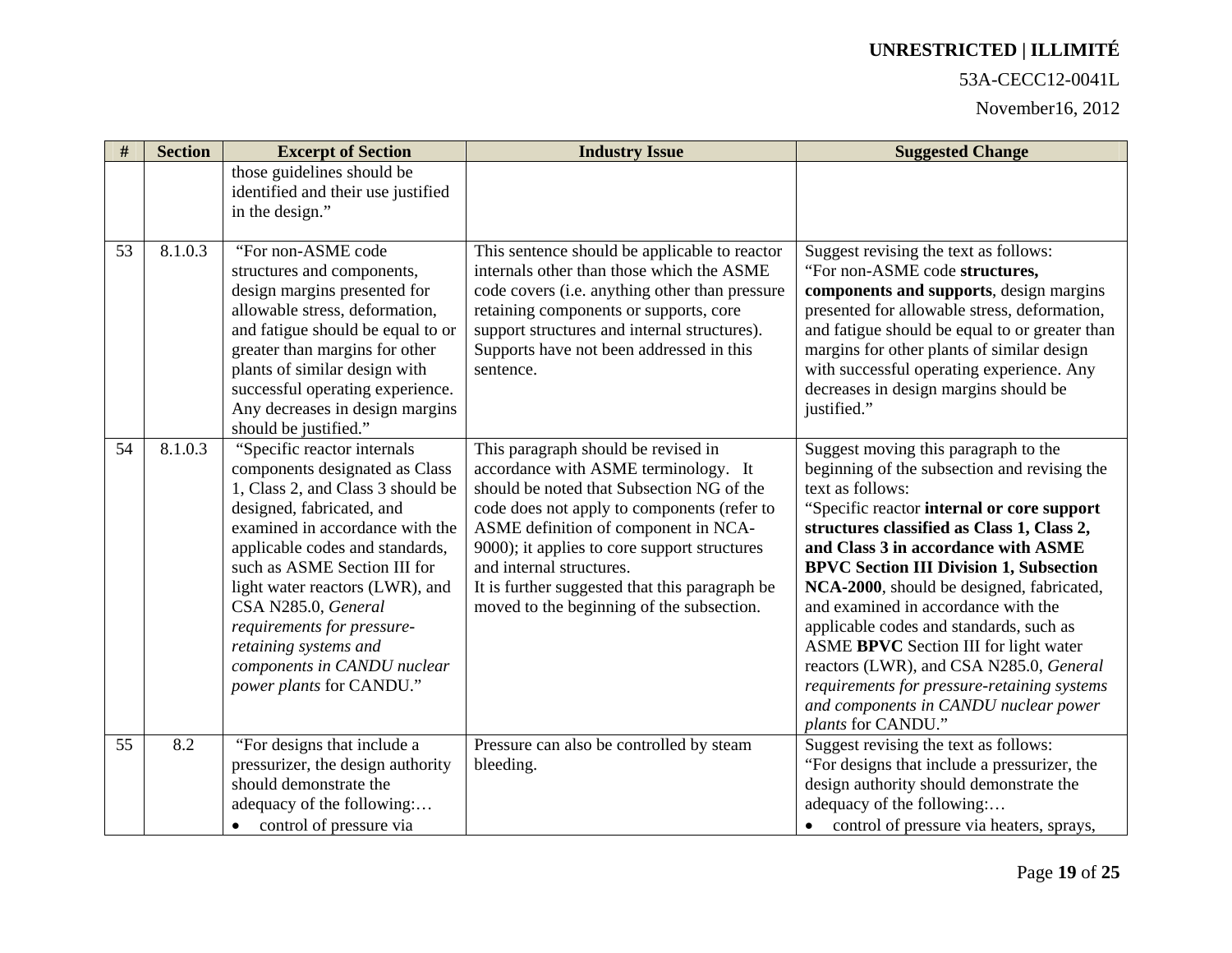| # | Section | Excerpt of Section | Industry Issue | Suggested Change |
|---|---|---|---|---|
| | | those guidelines should be identified and their use justified in the design." | | |
| 53 | 8.1.0.3 | "For non-ASME code structures and components, design margins presented for allowable stress, deformation, and fatigue should be equal to or greater than margins for other plants of similar design with successful operating experience. Any decreases in design margins should be justified." | This sentence should be applicable to reactor internals other than those which the ASME code covers (i.e. anything other than pressure retaining components or supports, core support structures and internal structures). Supports have not been addressed in this sentence. | Suggest revising the text as follows:<br>"For non-ASME code **structures, components and supports**, design margins presented for allowable stress, deformation, and fatigue should be equal to or greater than margins for other plants of similar design with successful operating experience. Any decreases in design margins should be justified." |
| 54 | 8.1.0.3 | "Specific reactor internals components designated as Class 1, Class 2, and Class 3 should be designed, fabricated, and examined in accordance with the applicable codes and standards, such as ASME Section III for light water reactors (LWR), and CSA N285.0, *General requirements for pressure-retaining systems and components in CANDU nuclear power plants* for CANDU." | This paragraph should be revised in accordance with ASME terminology. It should be noted that Subsection NG of the code does not apply to components (refer to ASME definition of component in NCA-9000); it applies to core support structures and internal structures.<br>It is further suggested that this paragraph be moved to the beginning of the subsection. | Suggest moving this paragraph to the beginning of the subsection and revising the text as follows:<br>"Specific reactor **internal or core support structures classified as Class 1, Class 2, and Class 3 in accordance with ASME BPVC Section III Division 1, Subsection NCA-2000**, should be designed, fabricated, and examined in accordance with the applicable codes and standards, such as ASME **BPVC** Section III for light water reactors (LWR), and CSA N285.0, *General requirements for pressure-retaining systems and components in CANDU nuclear power plants* for CANDU." |
| 55 | 8.2 | "For designs that include a pressurizer, the design authority should demonstrate the adequacy of the following:…<br>• control of pressure via | Pressure can also be controlled by steam bleeding. | Suggest revising the text as follows:<br>"For designs that include a pressurizer, the design authority should demonstrate the adequacy of the following:…<br>• control of pressure via heaters, sprays, |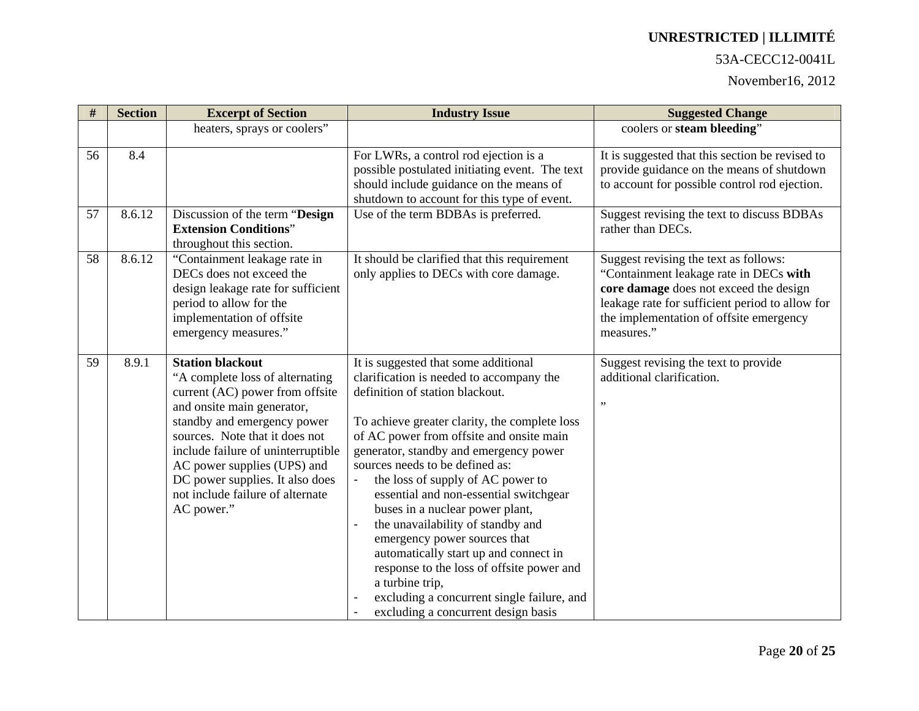| # | Section | Excerpt of Section | Industry Issue | Suggested Change |
|---|---|---|---|---|
| | | heaters, sprays or coolers" | | coolers or **steam bleeding**" |
| 56 | 8.4 | | For LWRs, a control rod ejection is a possible postulated initiating event. The text should include guidance on the means of shutdown to account for this type of event. | It is suggested that this section be revised to provide guidance on the means of shutdown to account for possible control rod ejection. |
| 57 | 8.6.12 | Discussion of the term "**Design Extension Conditions**" throughout this section. | Use of the term BDBAs is preferred. | Suggest revising the text to discuss BDBAs rather than DECs. |
| 58 | 8.6.12 | "Containment leakage rate in DECs does not exceed the design leakage rate for sufficient period to allow for the implementation of offsite emergency measures." | It should be clarified that this requirement only applies to DECs with core damage. | Suggest revising the text as follows: "Containment leakage rate in DECs **with core damage** does not exceed the design leakage rate for sufficient period to allow for the implementation of offsite emergency measures." |
| 59 | 8.9.1 | **Station blackout**<br>"A complete loss of alternating current (AC) power from offsite and onsite main generator, standby and emergency power sources. Note that it does not include failure of uninterruptible AC power supplies (UPS) and DC power supplies. It also does not include failure of alternate AC power." | It is suggested that some additional clarification is needed to accompany the definition of station blackout.<br><br>To achieve greater clarity, the complete loss of AC power from offsite and onsite main generator, standby and emergency power sources needs to be defined as:<br>- the loss of supply of AC power to essential and non-essential switchgear buses in a nuclear power plant,<br>- the unavailability of standby and emergency power sources that automatically start up and connect in response to the loss of offsite power and a turbine trip,<br>- excluding a concurrent single failure, and<br>- excluding a concurrent design basis | Suggest revising the text to provide additional clarification.<br><br>" |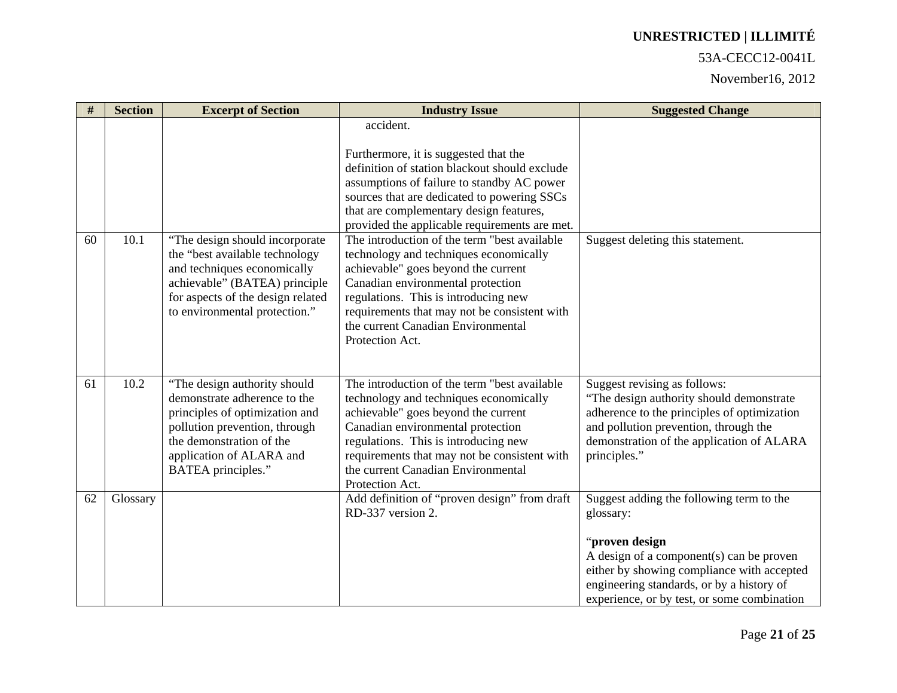| # | Section | Excerpt of Section | Industry Issue | Suggested Change |
|---|---|---|---|---|
| | | | accident.<br><br>Furthermore, it is suggested that the definition of station blackout should exclude assumptions of failure to standby AC power sources that are dedicated to powering SSCs that are complementary design features, provided the applicable requirements are met. | |
| 60 | 10.1 | "The design should incorporate the "best available technology and techniques economically achievable" (BATEA) principle for aspects of the design related to environmental protection." | The introduction of the term "best available technology and techniques economically achievable" goes beyond the current Canadian environmental protection regulations. This is introducing new requirements that may not be consistent with the current Canadian Environmental Protection Act. | Suggest deleting this statement. |
| 61 | 10.2 | "The design authority should demonstrate adherence to the principles of optimization and pollution prevention, through the demonstration of the application of ALARA and BATEA principles." | The introduction of the term "best available technology and techniques economically achievable" goes beyond the current Canadian environmental protection regulations. This is introducing new requirements that may not be consistent with the current Canadian Environmental Protection Act. | Suggest revising as follows:<br>"The design authority should demonstrate adherence to the principles of optimization and pollution prevention, through the demonstration of the application of ALARA principles." |
| 62 | Glossary | | Add definition of "proven design" from draft RD-337 version 2. | Suggest adding the following term to the glossary:<br><br>"**proven design**<br>A design of a component(s) can be proven either by showing compliance with accepted engineering standards, or by a history of experience, or by test, or some combination |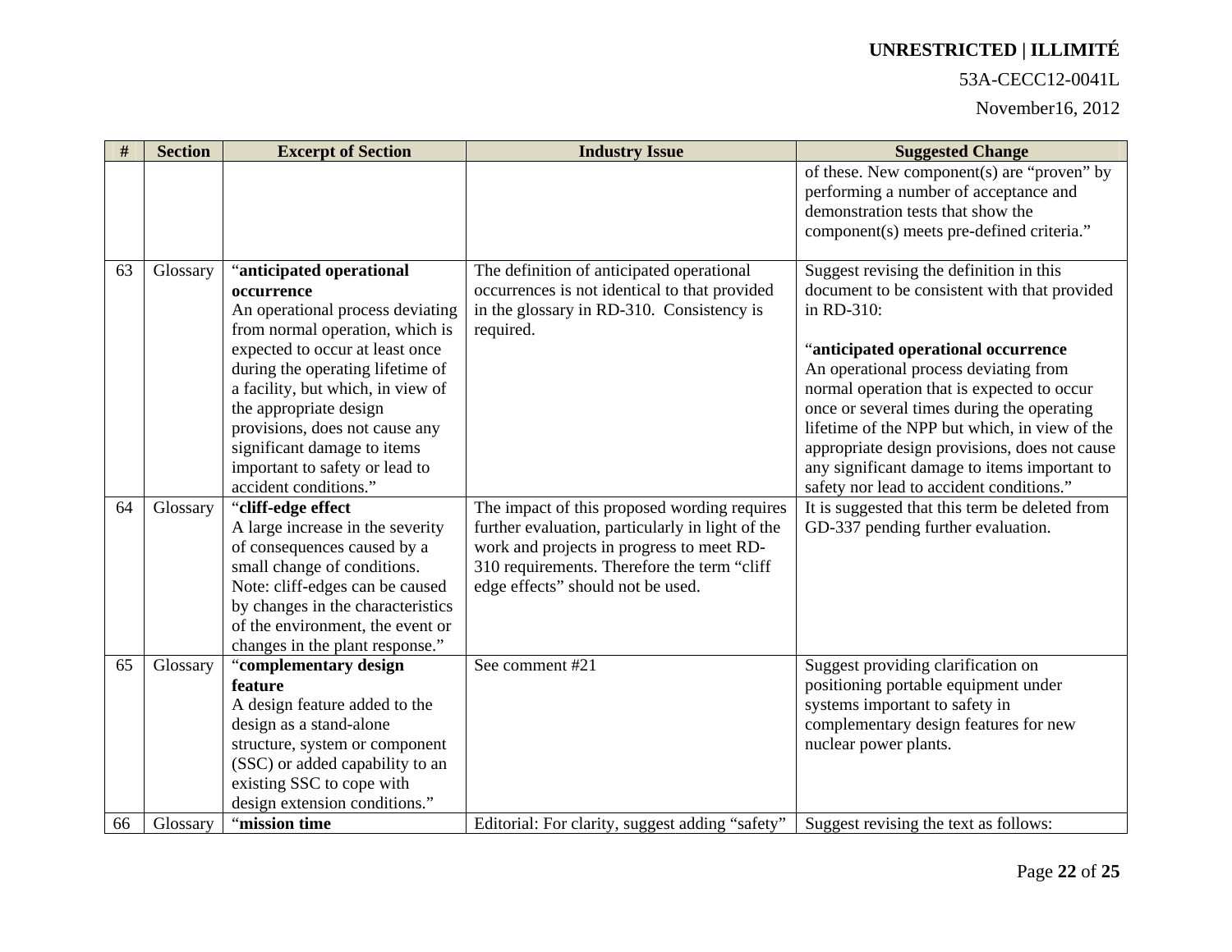| # | Section | Excerpt of Section | Industry Issue | Suggested Change |
|---|---|---|---|---|
| | | | | of these. New component(s) are "proven" by performing a number of acceptance and demonstration tests that show the component(s) meets pre-defined criteria." |
| 63 | Glossary | "**anticipated operational occurrence** An operational process deviating from normal operation, which is expected to occur at least once during the operating lifetime of a facility, but which, in view of the appropriate design provisions, does not cause any significant damage to items important to safety or lead to accident conditions." | The definition of anticipated operational occurrences is not identical to that provided in the glossary in RD-310. Consistency is required. | Suggest revising the definition in this document to be consistent with that provided in RD-310: "**anticipated operational occurrence** An operational process deviating from normal operation that is expected to occur once or several times during the operating lifetime of the NPP but which, in view of the appropriate design provisions, does not cause any significant damage to items important to safety nor lead to accident conditions." |
| 64 | Glossary | "**cliff-edge effect** A large increase in the severity of consequences caused by a small change of conditions. Note: cliff-edges can be caused by changes in the characteristics of the environment, the event or changes in the plant response." | The impact of this proposed wording requires further evaluation, particularly in light of the work and projects in progress to meet RD-310 requirements. Therefore the term "cliff edge effects" should not be used. | It is suggested that this term be deleted from GD-337 pending further evaluation. |
| 65 | Glossary | "**complementary design feature** A design feature added to the design as a stand-alone structure, system or component (SSC) or added capability to an existing SSC to cope with design extension conditions." | See comment #21 | Suggest providing clarification on positioning portable equipment under systems important to safety in complementary design features for new nuclear power plants. |
| 66 | Glossary | "**mission time** | Editorial: For clarity, suggest adding "safety" | Suggest revising the text as follows: |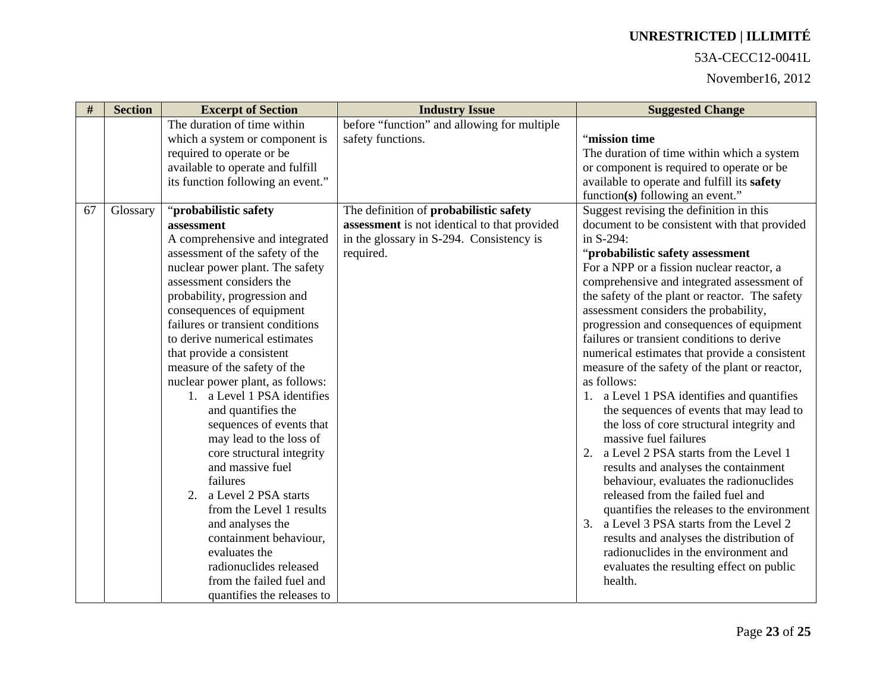| # | Section | Excerpt of Section | Industry Issue | Suggested Change |
|---|---|---|---|---|
| | | The duration of time within which a system or component is required to operate or be available to operate and fulfill its function following an event.” | before “function” and allowing for multiple safety functions. | “**mission time** The duration of time within which a system or component is required to operate or be available to operate and fulfill its **safety** function**(s)** following an event.” |
| 67 | Glossary | “**probabilistic safety assessment** A comprehensive and integrated assessment of the safety of the nuclear power plant. The safety assessment considers the probability, progression and consequences of equipment failures or transient conditions to derive numerical estimates that provide a consistent measure of the safety of the nuclear power plant, as follows: 1. a Level 1 PSA identifies and quantifies the sequences of events that may lead to the loss of core structural integrity and massive fuel failures 2. a Level 2 PSA starts from the Level 1 results and analyses the containment behaviour, evaluates the radionuclides released from the failed fuel and quantifies the releases to | The definition of **probabilistic safety assessment** is not identical to that provided in the glossary in S-294. Consistency is required. | Suggest revising the definition in this document to be consistent with that provided in S-294: “**probabilistic safety assessment** For a NPP or a fission nuclear reactor, a comprehensive and integrated assessment of the safety of the plant or reactor. The safety assessment considers the probability, progression and consequences of equipment failures or transient conditions to derive numerical estimates that provide a consistent measure of the safety of the plant or reactor, as follows: 1. a Level 1 PSA identifies and quantifies the sequences of events that may lead to the loss of core structural integrity and massive fuel failures 2. a Level 2 PSA starts from the Level 1 results and analyses the containment behaviour, evaluates the radionuclides released from the failed fuel and quantifies the releases to the environment 3. a Level 3 PSA starts from the Level 2 results and analyses the distribution of radionuclides in the environment and evaluates the resulting effect on public health. |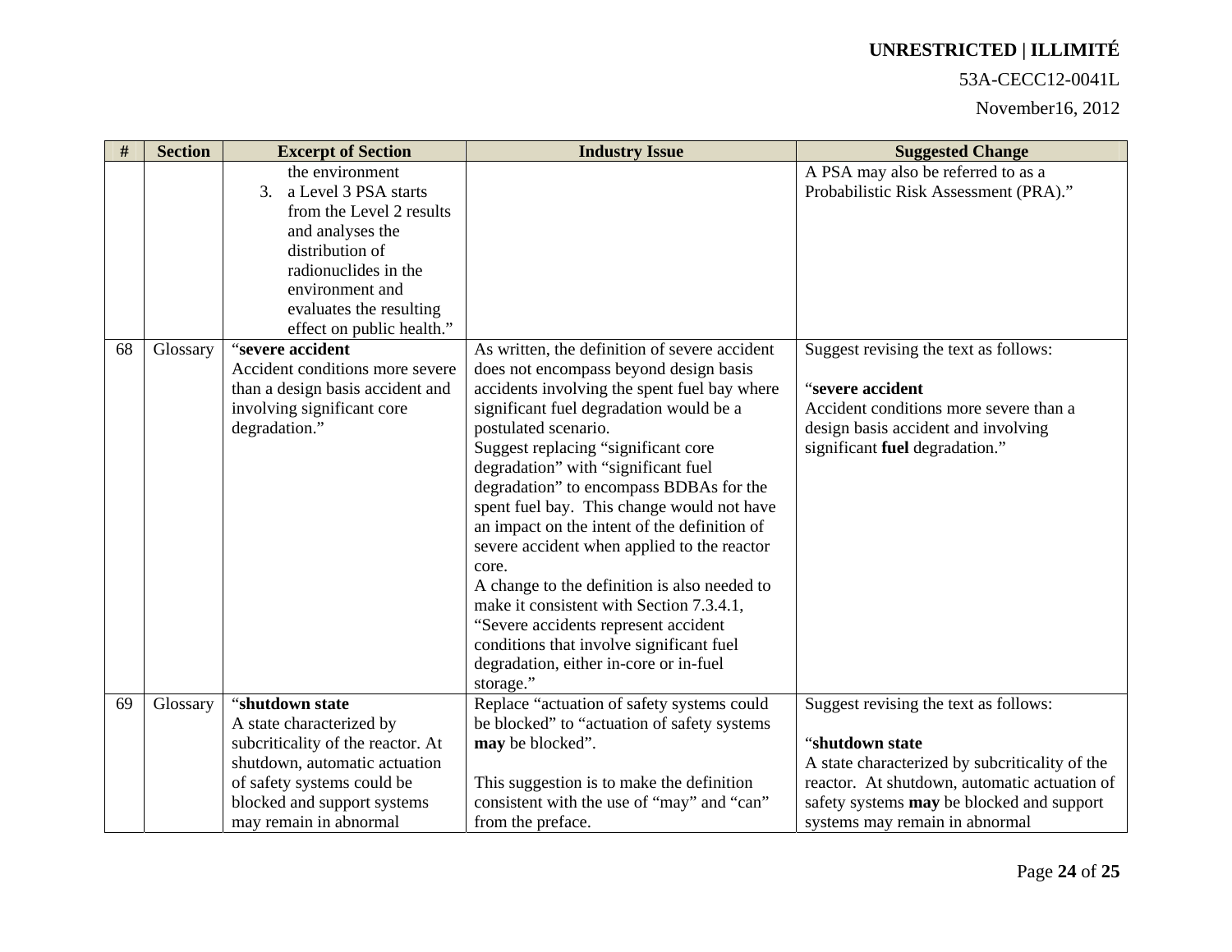| # | Section | Excerpt of Section | Industry Issue | Suggested Change |
|---|---|---|---|---|
| | | the environment<br>3. a Level 3 PSA starts from the Level 2 results and analyses the distribution of radionuclides in the environment and evaluates the resulting effect on public health.” | | A PSA may also be referred to as a Probabilistic Risk Assessment (PRA).” |
| 68 | Glossary | “**severe accident**<br>Accident conditions more severe than a design basis accident and involving significant core degradation.” | As written, the definition of severe accident does not encompass beyond design basis accidents involving the spent fuel bay where significant fuel degradation would be a postulated scenario.<br>Suggest replacing “significant core degradation” with “significant fuel degradation” to encompass BDBAs for the spent fuel bay. This change would not have an impact on the intent of the definition of severe accident when applied to the reactor core.<br>A change to the definition is also needed to make it consistent with Section 7.3.4.1, “Severe accidents represent accident conditions that involve significant fuel degradation, either in-core or in-fuel storage.” | Suggest revising the text as follows:<br><br>“**severe accident**<br>Accident conditions more severe than a design basis accident and involving significant **fuel** degradation.” |
| 69 | Glossary | “**shutdown state**<br>A state characterized by subcriticality of the reactor. At shutdown, automatic actuation of safety systems could be blocked and support systems may remain in abnormal | Replace “actuation of safety systems could be blocked” to “actuation of safety systems **may** be blocked”.<br><br>This suggestion is to make the definition consistent with the use of “may” and “can” from the preface. | Suggest revising the text as follows:<br><br>“**shutdown state**<br>A state characterized by subcriticality of the reactor. At shutdown, automatic actuation of safety systems **may** be blocked and support systems may remain in abnormal |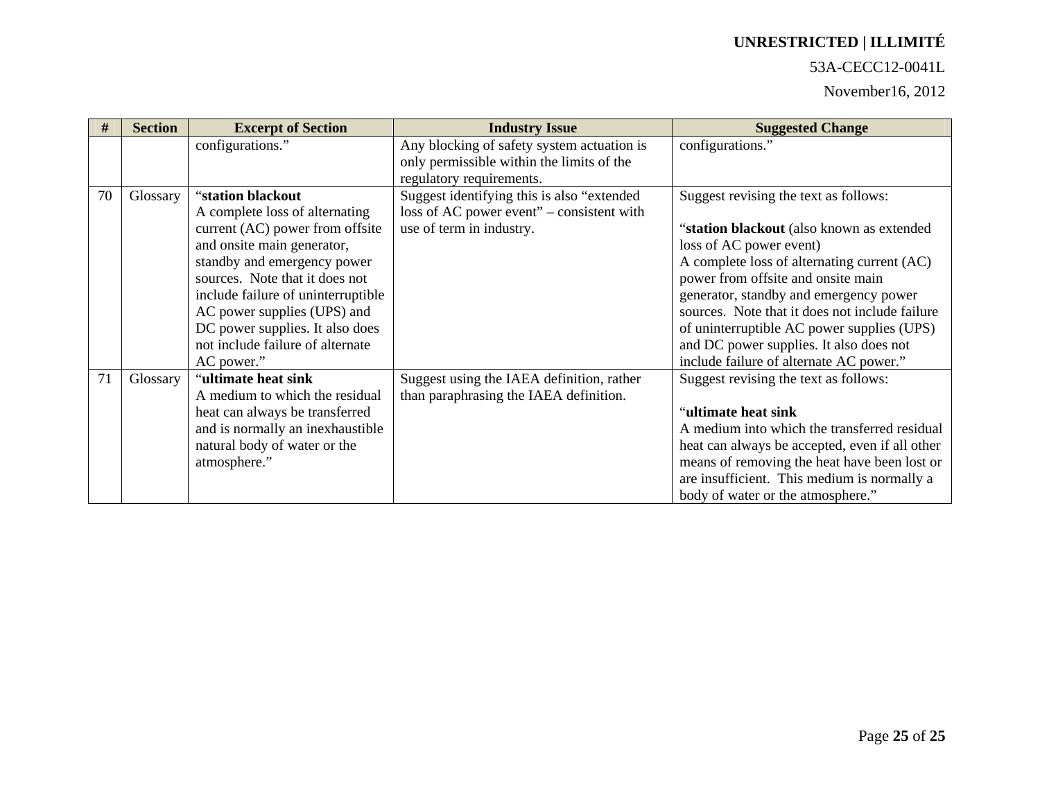| # | Section | Excerpt of Section | Industry Issue | Suggested Change |
|---|---|---|---|---|
| | | configurations.” | Any blocking of safety system actuation is only permissible within the limits of the regulatory requirements. | configurations.” |
| 70 | Glossary | “**station blackout**<br>A complete loss of alternating current (AC) power from offsite and onsite main generator, standby and emergency power sources. Note that it does not include failure of uninterruptible AC power supplies (UPS) and DC power supplies. It also does not include failure of alternate AC power.” | Suggest identifying this is also “extended loss of AC power event” – consistent with use of term in industry. | Suggest revising the text as follows:<br><br>“**station blackout** (also known as extended loss of AC power event)<br>A complete loss of alternating current (AC) power from offsite and onsite main generator, standby and emergency power sources. Note that it does not include failure of uninterruptible AC power supplies (UPS) and DC power supplies. It also does not include failure of alternate AC power.” |
| 71 | Glossary | “**ultimate heat sink**<br>A medium to which the residual heat can always be transferred and is normally an inexhaustible natural body of water or the atmosphere.” | Suggest using the IAEA definition, rather than paraphrasing the IAEA definition. | Suggest revising the text as follows:<br><br>“**ultimate heat sink**<br>A medium into which the transferred residual heat can always be accepted, even if all other means of removing the heat have been lost or are insufficient. This medium is normally a body of water or the atmosphere.” |